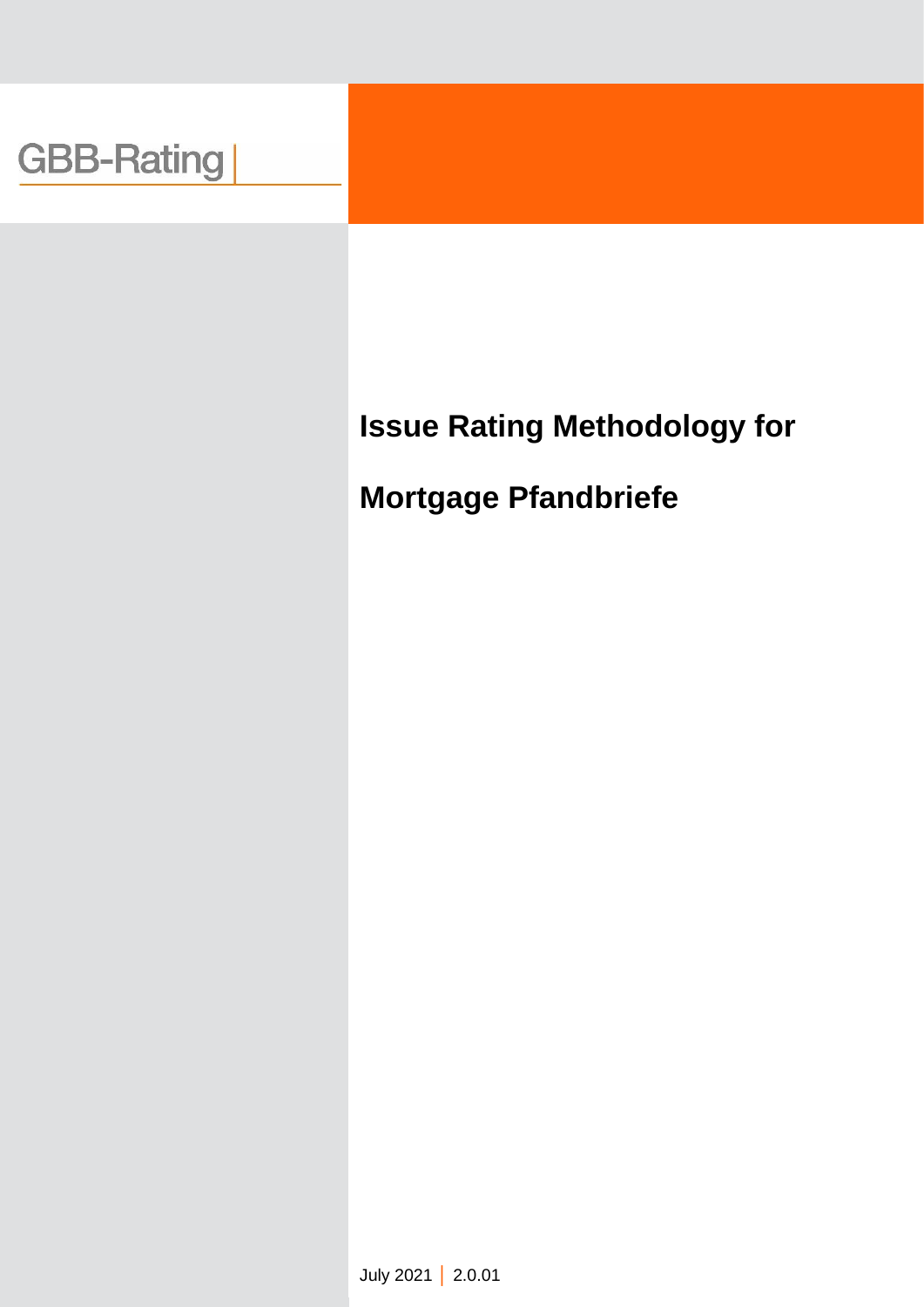GBB-Rating

# Issue Rating Methodology for Mortgage Pfandbriefe

July 2021 | 2.0.01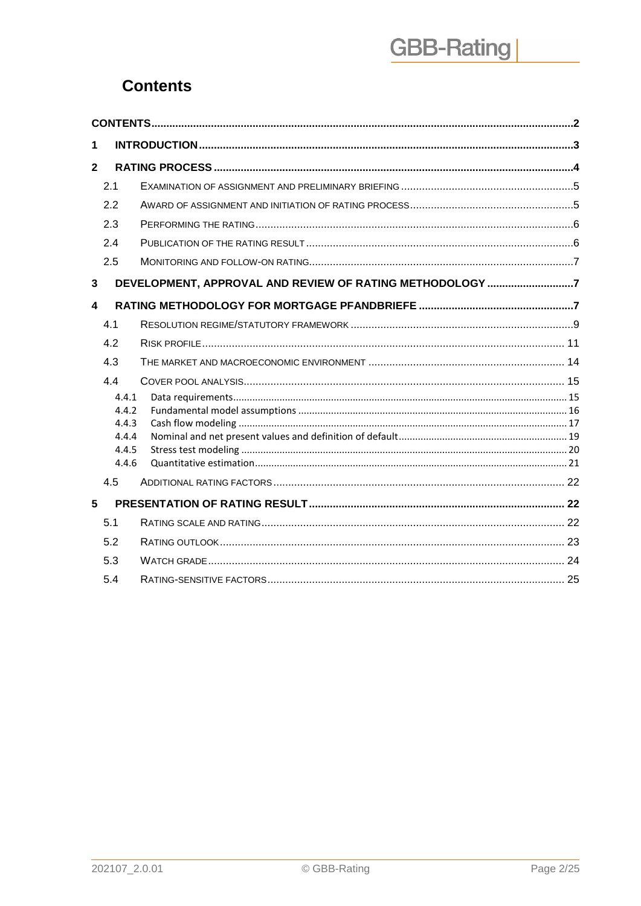# Contents

| | | |
|---|---|---|
| **CONTENTS** | | **2** |
| **1** | **INTRODUCTION** | **3** |
| **2** | **RATING PROCESS** | **4** |
| 2.1 | EXAMINATION OF ASSIGNMENT AND PRELIMINARY BRIEFING | 5 |
| 2.2 | AWARD OF ASSIGNMENT AND INITIATION OF RATING PROCESS | 5 |
| 2.3 | PERFORMING THE RATING | 6 |
| 2.4 | PUBLICATION OF THE RATING RESULT | 6 |
| 2.5 | MONITORING AND FOLLOW-ON RATING | 7 |
| **3** | **DEVELOPMENT, APPROVAL AND REVIEW OF RATING METHODOLOGY** | **7** |
| **4** | **RATING METHODOLOGY FOR MORTGAGE PFANDBRIEFE** | **7** |
| 4.1 | RESOLUTION REGIME/STATUTORY FRAMEWORK | 9 |
| 4.2 | RISK PROFILE | 11 |
| 4.3 | THE MARKET AND MACROECONOMIC ENVIRONMENT | 14 |
| 4.4 | COVER POOL ANALYSIS | 15 |
| 4.4.1 | Data requirements | 15 |
| 4.4.2 | Fundamental model assumptions | 16 |
| 4.4.3 | Cash flow modeling | 17 |
| 4.4.4 | Nominal and net present values and definition of default | 19 |
| 4.4.5 | Stress test modeling | 20 |
| 4.4.6 | Quantitative estimation | 21 |
| 4.5 | ADDITIONAL RATING FACTORS | 22 |
| **5** | **PRESENTATION OF RATING RESULT** | **22** |
| 5.1 | RATING SCALE AND RATING | 22 |
| 5.2 | RATING OUTLOOK | 23 |
| 5.3 | WATCH GRADE | 24 |
| 5.4 | RATING-SENSITIVE FACTORS | 25 |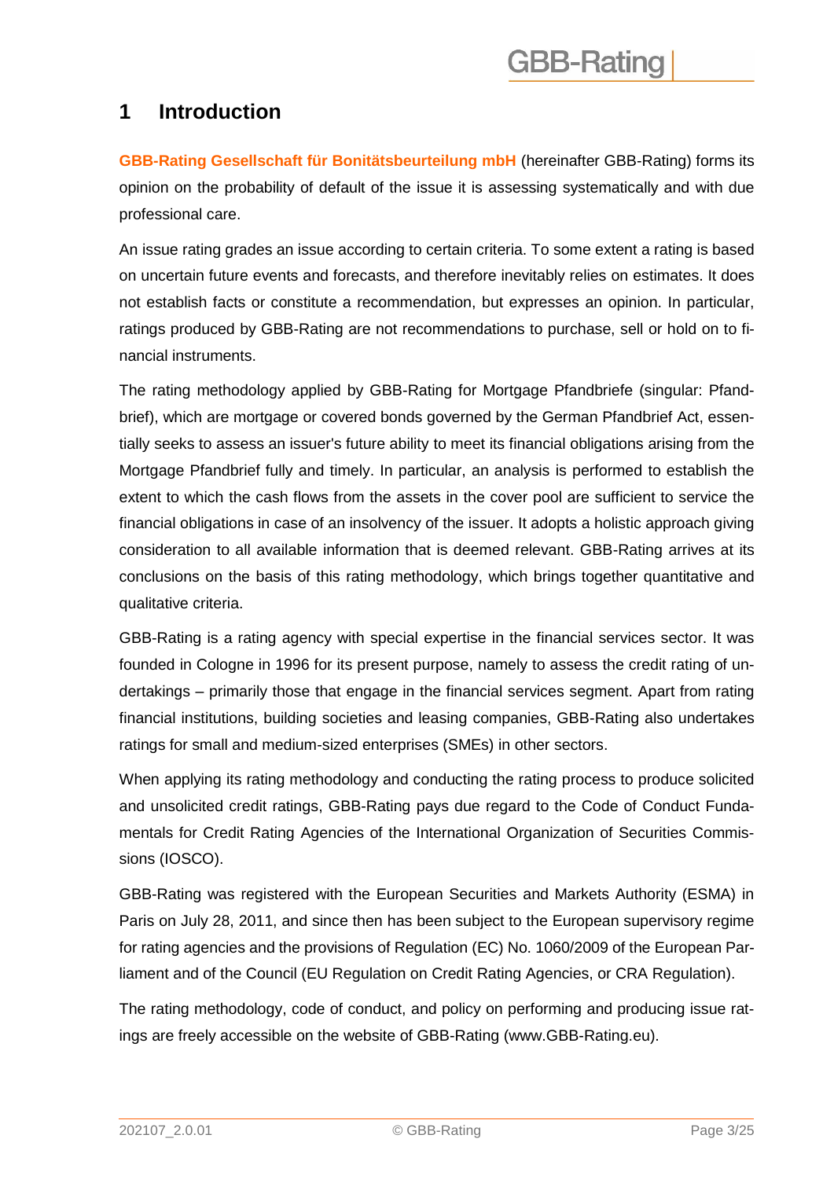# 1 Introduction

**GBB-Rating Gesellschaft für Bonitätsbeurteilung mbH** (hereinafter GBB-Rating) forms its opinion on the probability of default of the issue it is assessing systematically and with due professional care.

An issue rating grades an issue according to certain criteria. To some extent a rating is based on uncertain future events and forecasts, and therefore inevitably relies on estimates. It does not establish facts or constitute a recommendation, but expresses an opinion. In particular, ratings produced by GBB-Rating are not recommendations to purchase, sell or hold on to financial instruments.

The rating methodology applied by GBB-Rating for Mortgage Pfandbriefe (singular: Pfandbrief), which are mortgage or covered bonds governed by the German Pfandbrief Act, essentially seeks to assess an issuer's future ability to meet its financial obligations arising from the Mortgage Pfandbrief fully and timely. In particular, an analysis is performed to establish the extent to which the cash flows from the assets in the cover pool are sufficient to service the financial obligations in case of an insolvency of the issuer. It adopts a holistic approach giving consideration to all available information that is deemed relevant. GBB-Rating arrives at its conclusions on the basis of this rating methodology, which brings together quantitative and qualitative criteria.

GBB-Rating is a rating agency with special expertise in the financial services sector. It was founded in Cologne in 1996 for its present purpose, namely to assess the credit rating of undertakings – primarily those that engage in the financial services segment. Apart from rating financial institutions, building societies and leasing companies, GBB-Rating also undertakes ratings for small and medium-sized enterprises (SMEs) in other sectors.

When applying its rating methodology and conducting the rating process to produce solicited and unsolicited credit ratings, GBB-Rating pays due regard to the Code of Conduct Fundamentals for Credit Rating Agencies of the International Organization of Securities Commissions (IOSCO).

GBB-Rating was registered with the European Securities and Markets Authority (ESMA) in Paris on July 28, 2011, and since then has been subject to the European supervisory regime for rating agencies and the provisions of Regulation (EC) No. 1060/2009 of the European Parliament and of the Council (EU Regulation on Credit Rating Agencies, or CRA Regulation).

The rating methodology, code of conduct, and policy on performing and producing issue ratings are freely accessible on the website of GBB-Rating (www.GBB-Rating.eu).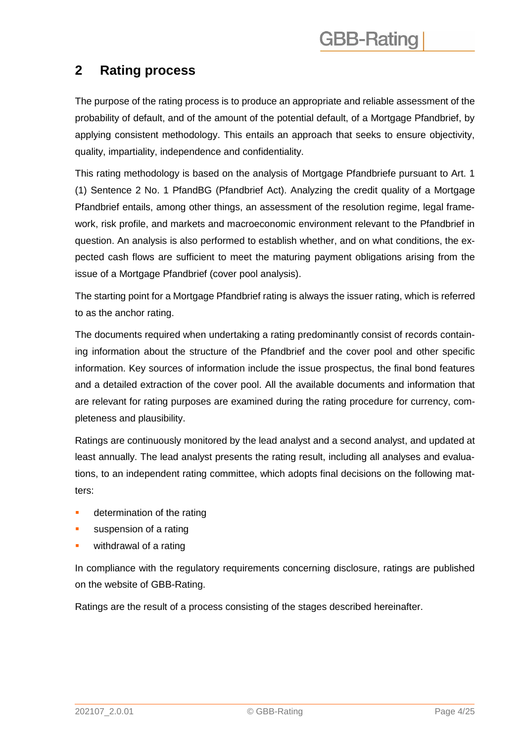## 2 Rating process

The purpose of the rating process is to produce an appropriate and reliable assessment of the probability of default, and of the amount of the potential default, of a Mortgage Pfandbrief, by applying consistent methodology. This entails an approach that seeks to ensure objectivity, quality, impartiality, independence and confidentiality.

This rating methodology is based on the analysis of Mortgage Pfandbriefe pursuant to Art. 1 (1) Sentence 2 No. 1 PfandBG (Pfandbrief Act). Analyzing the credit quality of a Mortgage Pfandbrief entails, among other things, an assessment of the resolution regime, legal framework, risk profile, and markets and macroeconomic environment relevant to the Pfandbrief in question. An analysis is also performed to establish whether, and on what conditions, the expected cash flows are sufficient to meet the maturing payment obligations arising from the issue of a Mortgage Pfandbrief (cover pool analysis).

The starting point for a Mortgage Pfandbrief rating is always the issuer rating, which is referred to as the anchor rating.

The documents required when undertaking a rating predominantly consist of records containing information about the structure of the Pfandbrief and the cover pool and other specific information. Key sources of information include the issue prospectus, the final bond features and a detailed extraction of the cover pool. All the available documents and information that are relevant for rating purposes are examined during the rating procedure for currency, completeness and plausibility.

Ratings are continuously monitored by the lead analyst and a second analyst, and updated at least annually. The lead analyst presents the rating result, including all analyses and evaluations, to an independent rating committee, which adopts final decisions on the following matters:

- determination of the rating
- suspension of a rating
- withdrawal of a rating

In compliance with the regulatory requirements concerning disclosure, ratings are published on the website of GBB-Rating.

Ratings are the result of a process consisting of the stages described hereinafter.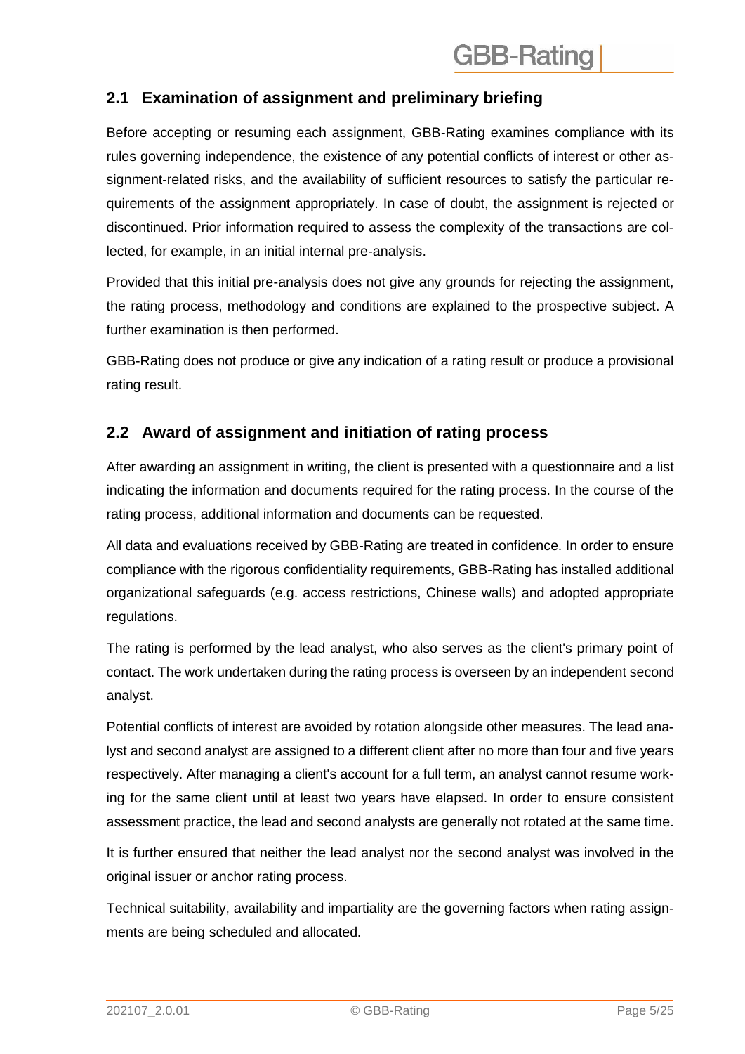## 2.1 Examination of assignment and preliminary briefing

Before accepting or resuming each assignment, GBB-Rating examines compliance with its rules governing independence, the existence of any potential conflicts of interest or other assignment-related risks, and the availability of sufficient resources to satisfy the particular requirements of the assignment appropriately. In case of doubt, the assignment is rejected or discontinued. Prior information required to assess the complexity of the transactions are collected, for example, in an initial internal pre-analysis.

Provided that this initial pre-analysis does not give any grounds for rejecting the assignment, the rating process, methodology and conditions are explained to the prospective subject. A further examination is then performed.

GBB-Rating does not produce or give any indication of a rating result or produce a provisional rating result.

## 2.2 Award of assignment and initiation of rating process

After awarding an assignment in writing, the client is presented with a questionnaire and a list indicating the information and documents required for the rating process. In the course of the rating process, additional information and documents can be requested.

All data and evaluations received by GBB-Rating are treated in confidence. In order to ensure compliance with the rigorous confidentiality requirements, GBB-Rating has installed additional organizational safeguards (e.g. access restrictions, Chinese walls) and adopted appropriate regulations.

The rating is performed by the lead analyst, who also serves as the client's primary point of contact. The work undertaken during the rating process is overseen by an independent second analyst.

Potential conflicts of interest are avoided by rotation alongside other measures. The lead analyst and second analyst are assigned to a different client after no more than four and five years respectively. After managing a client's account for a full term, an analyst cannot resume working for the same client until at least two years have elapsed. In order to ensure consistent assessment practice, the lead and second analysts are generally not rotated at the same time.

It is further ensured that neither the lead analyst nor the second analyst was involved in the original issuer or anchor rating process.

Technical suitability, availability and impartiality are the governing factors when rating assignments are being scheduled and allocated.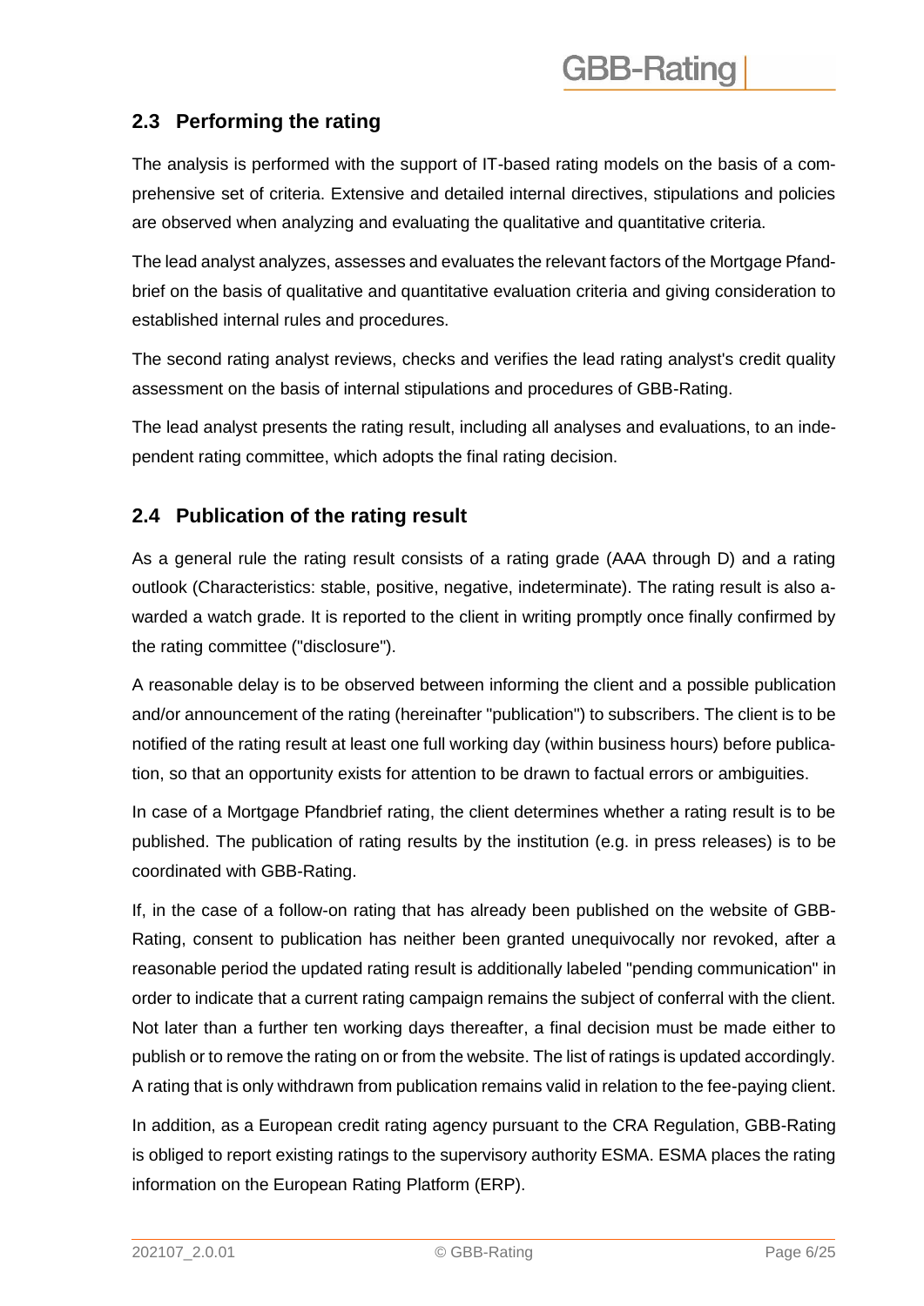## 2.3 Performing the rating

The analysis is performed with the support of IT-based rating models on the basis of a comprehensive set of criteria. Extensive and detailed internal directives, stipulations and policies are observed when analyzing and evaluating the qualitative and quantitative criteria.

The lead analyst analyzes, assesses and evaluates the relevant factors of the Mortgage Pfandbrief on the basis of qualitative and quantitative evaluation criteria and giving consideration to established internal rules and procedures.

The second rating analyst reviews, checks and verifies the lead rating analyst's credit quality assessment on the basis of internal stipulations and procedures of GBB-Rating.

The lead analyst presents the rating result, including all analyses and evaluations, to an independent rating committee, which adopts the final rating decision.

## 2.4 Publication of the rating result

As a general rule the rating result consists of a rating grade (AAA through D) and a rating outlook (Characteristics: stable, positive, negative, indeterminate). The rating result is also awarded a watch grade. It is reported to the client in writing promptly once finally confirmed by the rating committee ("disclosure").

A reasonable delay is to be observed between informing the client and a possible publication and/or announcement of the rating (hereinafter "publication") to subscribers. The client is to be notified of the rating result at least one full working day (within business hours) before publication, so that an opportunity exists for attention to be drawn to factual errors or ambiguities.

In case of a Mortgage Pfandbrief rating, the client determines whether a rating result is to be published. The publication of rating results by the institution (e.g. in press releases) is to be coordinated with GBB-Rating.

If, in the case of a follow-on rating that has already been published on the website of GBB-Rating, consent to publication has neither been granted unequivocally nor revoked, after a reasonable period the updated rating result is additionally labeled "pending communication" in order to indicate that a current rating campaign remains the subject of conferral with the client. Not later than a further ten working days thereafter, a final decision must be made either to publish or to remove the rating on or from the website. The list of ratings is updated accordingly. A rating that is only withdrawn from publication remains valid in relation to the fee-paying client.

In addition, as a European credit rating agency pursuant to the CRA Regulation, GBB-Rating is obliged to report existing ratings to the supervisory authority ESMA. ESMA places the rating information on the European Rating Platform (ERP).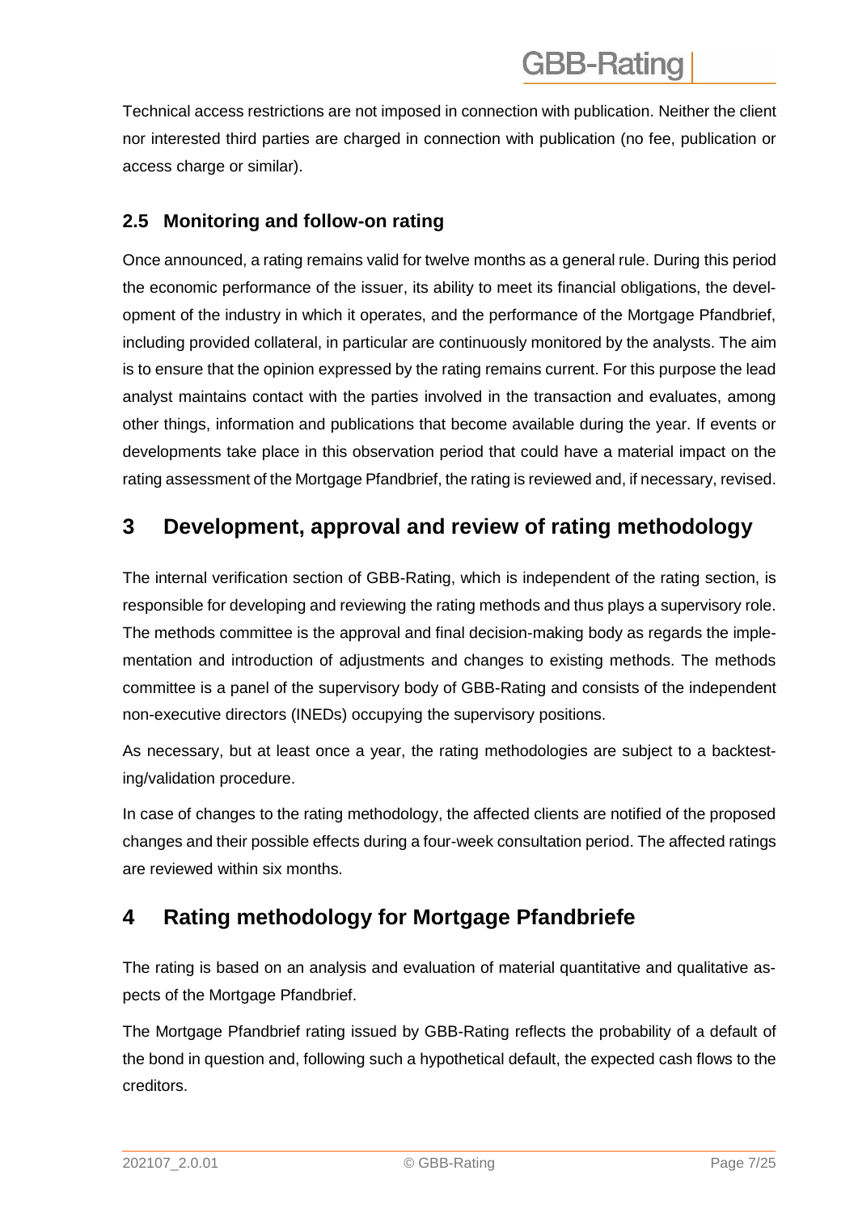Technical access restrictions are not imposed in connection with publication. Neither the client nor interested third parties are charged in connection with publication (no fee, publication or access charge or similar).

### 2.5 Monitoring and follow-on rating

Once announced, a rating remains valid for twelve months as a general rule. During this period the economic performance of the issuer, its ability to meet its financial obligations, the development of the industry in which it operates, and the performance of the Mortgage Pfandbrief, including provided collateral, in particular are continuously monitored by the analysts. The aim is to ensure that the opinion expressed by the rating remains current. For this purpose the lead analyst maintains contact with the parties involved in the transaction and evaluates, among other things, information and publications that become available during the year. If events or developments take place in this observation period that could have a material impact on the rating assessment of the Mortgage Pfandbrief, the rating is reviewed and, if necessary, revised.

## 3 Development, approval and review of rating methodology

The internal verification section of GBB-Rating, which is independent of the rating section, is responsible for developing and reviewing the rating methods and thus plays a supervisory role. The methods committee is the approval and final decision-making body as regards the implementation and introduction of adjustments and changes to existing methods. The methods committee is a panel of the supervisory body of GBB-Rating and consists of the independent non-executive directors (INEDs) occupying the supervisory positions.

As necessary, but at least once a year, the rating methodologies are subject to a backtesting/validation procedure.

In case of changes to the rating methodology, the affected clients are notified of the proposed changes and their possible effects during a four-week consultation period. The affected ratings are reviewed within six months.

## 4 Rating methodology for Mortgage Pfandbriefe

The rating is based on an analysis and evaluation of material quantitative and qualitative aspects of the Mortgage Pfandbrief.

The Mortgage Pfandbrief rating issued by GBB-Rating reflects the probability of a default of the bond in question and, following such a hypothetical default, the expected cash flows to the creditors.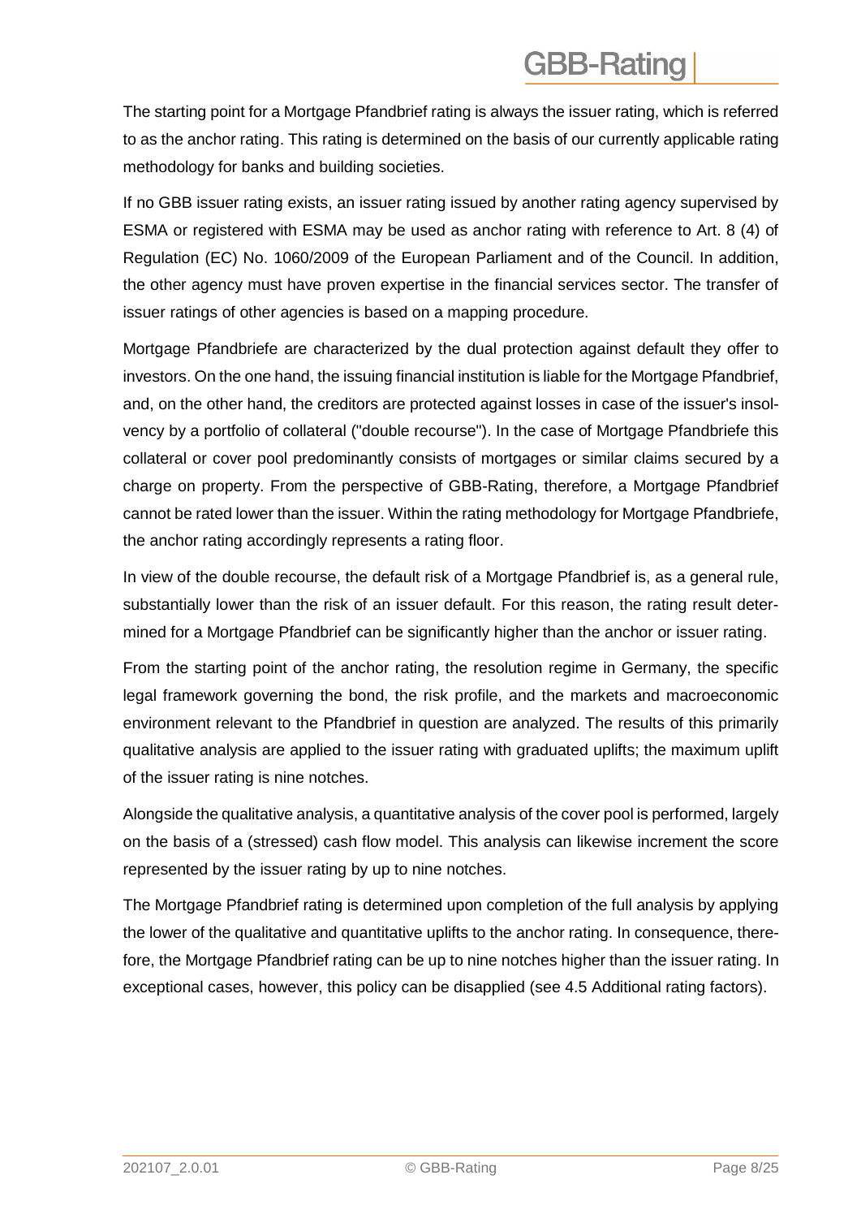The starting point for a Mortgage Pfandbrief rating is always the issuer rating, which is referred to as the anchor rating. This rating is determined on the basis of our currently applicable rating methodology for banks and building societies.

If no GBB issuer rating exists, an issuer rating issued by another rating agency supervised by ESMA or registered with ESMA may be used as anchor rating with reference to Art. 8 (4) of Regulation (EC) No. 1060/2009 of the European Parliament and of the Council. In addition, the other agency must have proven expertise in the financial services sector. The transfer of issuer ratings of other agencies is based on a mapping procedure.

Mortgage Pfandbriefe are characterized by the dual protection against default they offer to investors. On the one hand, the issuing financial institution is liable for the Mortgage Pfandbrief, and, on the other hand, the creditors are protected against losses in case of the issuer's insolvency by a portfolio of collateral ("double recourse"). In the case of Mortgage Pfandbriefe this collateral or cover pool predominantly consists of mortgages or similar claims secured by a charge on property. From the perspective of GBB-Rating, therefore, a Mortgage Pfandbrief cannot be rated lower than the issuer. Within the rating methodology for Mortgage Pfandbriefe, the anchor rating accordingly represents a rating floor.

In view of the double recourse, the default risk of a Mortgage Pfandbrief is, as a general rule, substantially lower than the risk of an issuer default. For this reason, the rating result determined for a Mortgage Pfandbrief can be significantly higher than the anchor or issuer rating.

From the starting point of the anchor rating, the resolution regime in Germany, the specific legal framework governing the bond, the risk profile, and the markets and macroeconomic environment relevant to the Pfandbrief in question are analyzed. The results of this primarily qualitative analysis are applied to the issuer rating with graduated uplifts; the maximum uplift of the issuer rating is nine notches.

Alongside the qualitative analysis, a quantitative analysis of the cover pool is performed, largely on the basis of a (stressed) cash flow model. This analysis can likewise increment the score represented by the issuer rating by up to nine notches.

The Mortgage Pfandbrief rating is determined upon completion of the full analysis by applying the lower of the qualitative and quantitative uplifts to the anchor rating. In consequence, therefore, the Mortgage Pfandbrief rating can be up to nine notches higher than the issuer rating. In exceptional cases, however, this policy can be disapplied (see 4.5 Additional rating factors).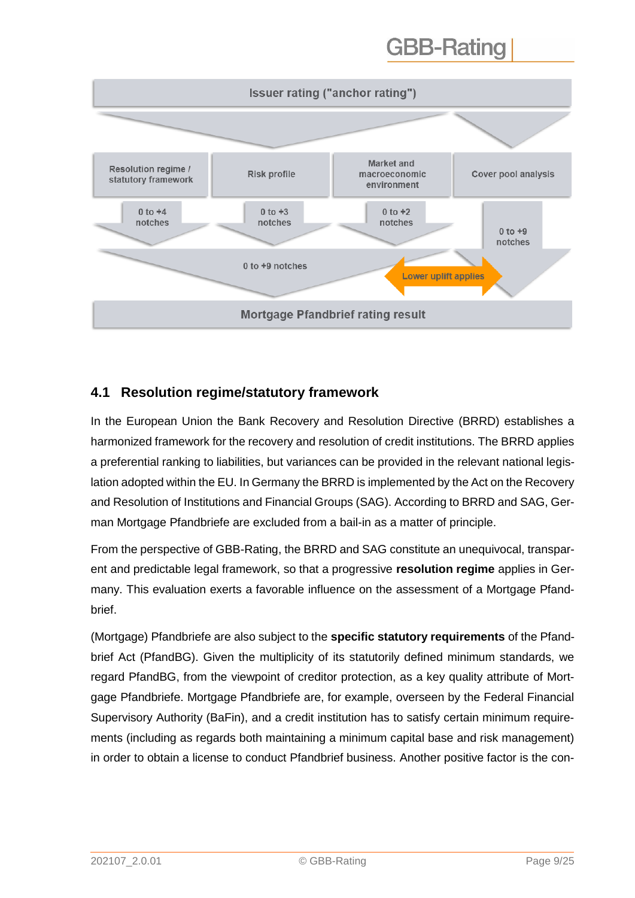Issuer rating ("anchor rating")

| Resolution regime / statutory framework | Risk profile | Market and macroeconomic environment | Cover pool analysis |
|---|---|---|---|
| 0 to +4 notches | 0 to +3 notches | 0 to +2 notches | 0 to +9 notches |

0 to +9 notches

Lower uplift applies

Mortgage Pfandbrief rating result

## 4.1 Resolution regime/statutory framework

In the European Union the Bank Recovery and Resolution Directive (BRRD) establishes a harmonized framework for the recovery and resolution of credit institutions. The BRRD applies a preferential ranking to liabilities, but variances can be provided in the relevant national legislation adopted within the EU. In Germany the BRRD is implemented by the Act on the Recovery and Resolution of Institutions and Financial Groups (SAG). According to BRRD and SAG, German Mortgage Pfandbriefe are excluded from a bail-in as a matter of principle.

From the perspective of GBB-Rating, the BRRD and SAG constitute an unequivocal, transparent and predictable legal framework, so that a progressive **resolution regime** applies in Germany. This evaluation exerts a favorable influence on the assessment of a Mortgage Pfandbrief.

(Mortgage) Pfandbriefe are also subject to the **specific statutory requirements** of the Pfandbrief Act (PfandBG). Given the multiplicity of its statutorily defined minimum standards, we regard PfandBG, from the viewpoint of creditor protection, as a key quality attribute of Mortgage Pfandbriefe. Mortgage Pfandbriefe are, for example, overseen by the Federal Financial Supervisory Authority (BaFin), and a credit institution has to satisfy certain minimum requirements (including as regards both maintaining a minimum capital base and risk management) in order to obtain a license to conduct Pfandbrief business. Another positive factor is the con-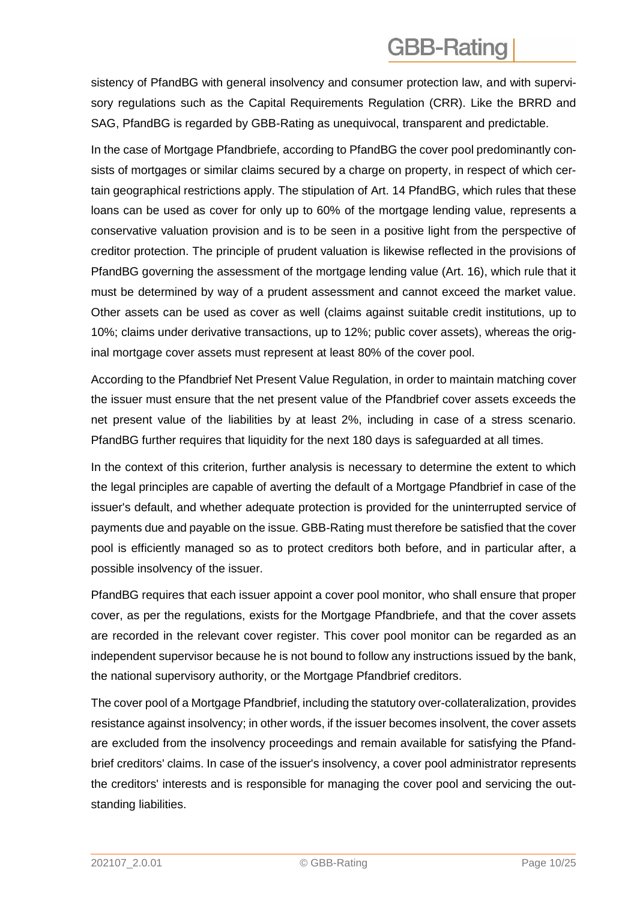sistency of PfandBG with general insolvency and consumer protection law, and with supervisory regulations such as the Capital Requirements Regulation (CRR). Like the BRRD and SAG, PfandBG is regarded by GBB-Rating as unequivocal, transparent and predictable.

In the case of Mortgage Pfandbriefe, according to PfandBG the cover pool predominantly consists of mortgages or similar claims secured by a charge on property, in respect of which certain geographical restrictions apply. The stipulation of Art. 14 PfandBG, which rules that these loans can be used as cover for only up to 60% of the mortgage lending value, represents a conservative valuation provision and is to be seen in a positive light from the perspective of creditor protection. The principle of prudent valuation is likewise reflected in the provisions of PfandBG governing the assessment of the mortgage lending value (Art. 16), which rule that it must be determined by way of a prudent assessment and cannot exceed the market value. Other assets can be used as cover as well (claims against suitable credit institutions, up to 10%; claims under derivative transactions, up to 12%; public cover assets), whereas the original mortgage cover assets must represent at least 80% of the cover pool.

According to the Pfandbrief Net Present Value Regulation, in order to maintain matching cover the issuer must ensure that the net present value of the Pfandbrief cover assets exceeds the net present value of the liabilities by at least 2%, including in case of a stress scenario. PfandBG further requires that liquidity for the next 180 days is safeguarded at all times.

In the context of this criterion, further analysis is necessary to determine the extent to which the legal principles are capable of averting the default of a Mortgage Pfandbrief in case of the issuer's default, and whether adequate protection is provided for the uninterrupted service of payments due and payable on the issue. GBB-Rating must therefore be satisfied that the cover pool is efficiently managed so as to protect creditors both before, and in particular after, a possible insolvency of the issuer.

PfandBG requires that each issuer appoint a cover pool monitor, who shall ensure that proper cover, as per the regulations, exists for the Mortgage Pfandbriefe, and that the cover assets are recorded in the relevant cover register. This cover pool monitor can be regarded as an independent supervisor because he is not bound to follow any instructions issued by the bank, the national supervisory authority, or the Mortgage Pfandbrief creditors.

The cover pool of a Mortgage Pfandbrief, including the statutory over-collateralization, provides resistance against insolvency; in other words, if the issuer becomes insolvent, the cover assets are excluded from the insolvency proceedings and remain available for satisfying the Pfandbrief creditors' claims. In case of the issuer's insolvency, a cover pool administrator represents the creditors' interests and is responsible for managing the cover pool and servicing the outstanding liabilities.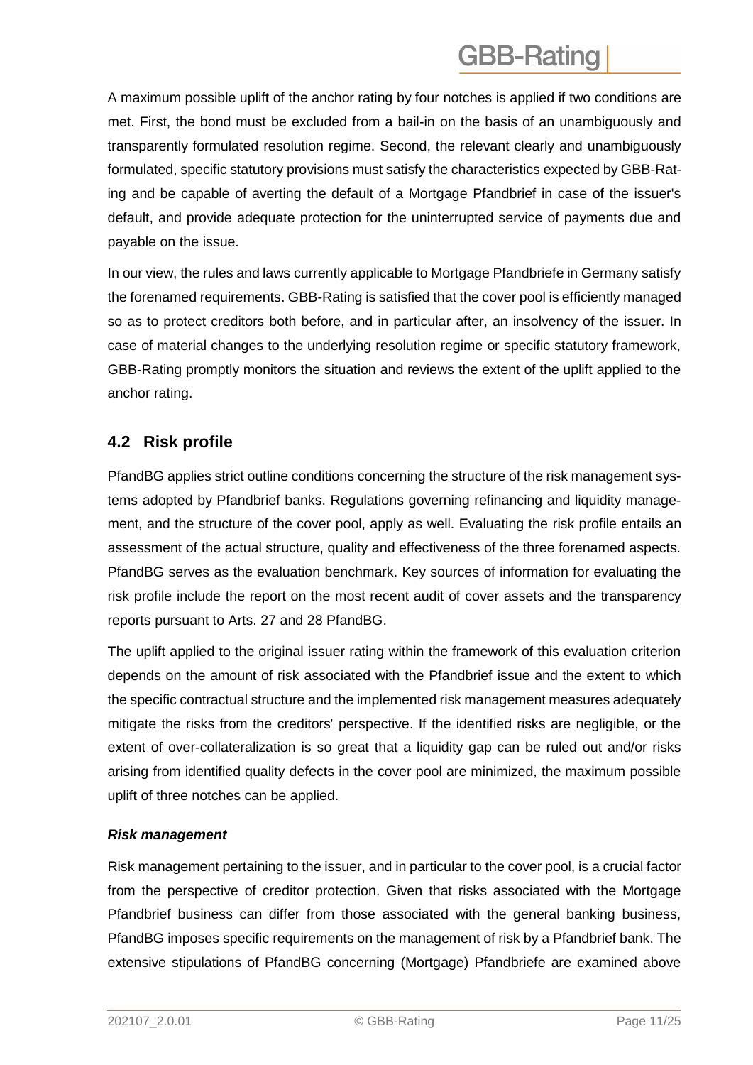A maximum possible uplift of the anchor rating by four notches is applied if two conditions are met. First, the bond must be excluded from a bail-in on the basis of an unambiguously and transparently formulated resolution regime. Second, the relevant clearly and unambiguously formulated, specific statutory provisions must satisfy the characteristics expected by GBB-Rating and be capable of averting the default of a Mortgage Pfandbrief in case of the issuer's default, and provide adequate protection for the uninterrupted service of payments due and payable on the issue.

In our view, the rules and laws currently applicable to Mortgage Pfandbriefe in Germany satisfy the forenamed requirements. GBB-Rating is satisfied that the cover pool is efficiently managed so as to protect creditors both before, and in particular after, an insolvency of the issuer. In case of material changes to the underlying resolution regime or specific statutory framework, GBB-Rating promptly monitors the situation and reviews the extent of the uplift applied to the anchor rating.

## 4.2 Risk profile

PfandBG applies strict outline conditions concerning the structure of the risk management systems adopted by Pfandbrief banks. Regulations governing refinancing and liquidity management, and the structure of the cover pool, apply as well. Evaluating the risk profile entails an assessment of the actual structure, quality and effectiveness of the three forenamed aspects. PfandBG serves as the evaluation benchmark. Key sources of information for evaluating the risk profile include the report on the most recent audit of cover assets and the transparency reports pursuant to Arts. 27 and 28 PfandBG.

The uplift applied to the original issuer rating within the framework of this evaluation criterion depends on the amount of risk associated with the Pfandbrief issue and the extent to which the specific contractual structure and the implemented risk management measures adequately mitigate the risks from the creditors' perspective. If the identified risks are negligible, or the extent of over-collateralization is so great that a liquidity gap can be ruled out and/or risks arising from identified quality defects in the cover pool are minimized, the maximum possible uplift of three notches can be applied.

***Risk management***

Risk management pertaining to the issuer, and in particular to the cover pool, is a crucial factor from the perspective of creditor protection. Given that risks associated with the Mortgage Pfandbrief business can differ from those associated with the general banking business, PfandBG imposes specific requirements on the management of risk by a Pfandbrief bank. The extensive stipulations of PfandBG concerning (Mortgage) Pfandbriefe are examined above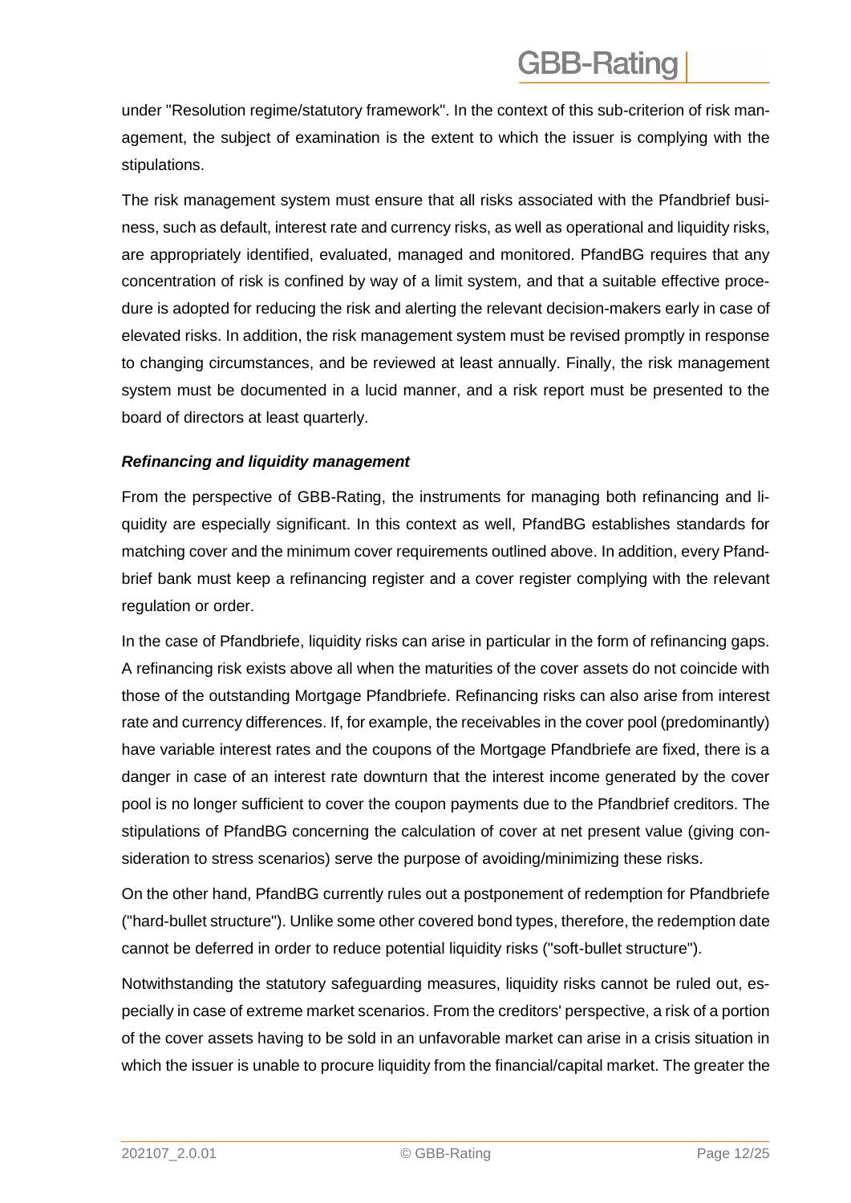under "Resolution regime/statutory framework". In the context of this sub-criterion of risk management, the subject of examination is the extent to which the issuer is complying with the stipulations.

The risk management system must ensure that all risks associated with the Pfandbrief business, such as default, interest rate and currency risks, as well as operational and liquidity risks, are appropriately identified, evaluated, managed and monitored. PfandBG requires that any concentration of risk is confined by way of a limit system, and that a suitable effective procedure is adopted for reducing the risk and alerting the relevant decision-makers early in case of elevated risks. In addition, the risk management system must be revised promptly in response to changing circumstances, and be reviewed at least annually. Finally, the risk management system must be documented in a lucid manner, and a risk report must be presented to the board of directors at least quarterly.

***Refinancing and liquidity management***

From the perspective of GBB-Rating, the instruments for managing both refinancing and liquidity are especially significant. In this context as well, PfandBG establishes standards for matching cover and the minimum cover requirements outlined above. In addition, every Pfandbrief bank must keep a refinancing register and a cover register complying with the relevant regulation or order.

In the case of Pfandbriefe, liquidity risks can arise in particular in the form of refinancing gaps. A refinancing risk exists above all when the maturities of the cover assets do not coincide with those of the outstanding Mortgage Pfandbriefe. Refinancing risks can also arise from interest rate and currency differences. If, for example, the receivables in the cover pool (predominantly) have variable interest rates and the coupons of the Mortgage Pfandbriefe are fixed, there is a danger in case of an interest rate downturn that the interest income generated by the cover pool is no longer sufficient to cover the coupon payments due to the Pfandbrief creditors. The stipulations of PfandBG concerning the calculation of cover at net present value (giving consideration to stress scenarios) serve the purpose of avoiding/minimizing these risks.

On the other hand, PfandBG currently rules out a postponement of redemption for Pfandbriefe ("hard-bullet structure"). Unlike some other covered bond types, therefore, the redemption date cannot be deferred in order to reduce potential liquidity risks ("soft-bullet structure").

Notwithstanding the statutory safeguarding measures, liquidity risks cannot be ruled out, especially in case of extreme market scenarios. From the creditors' perspective, a risk of a portion of the cover assets having to be sold in an unfavorable market can arise in a crisis situation in which the issuer is unable to procure liquidity from the financial/capital market. The greater the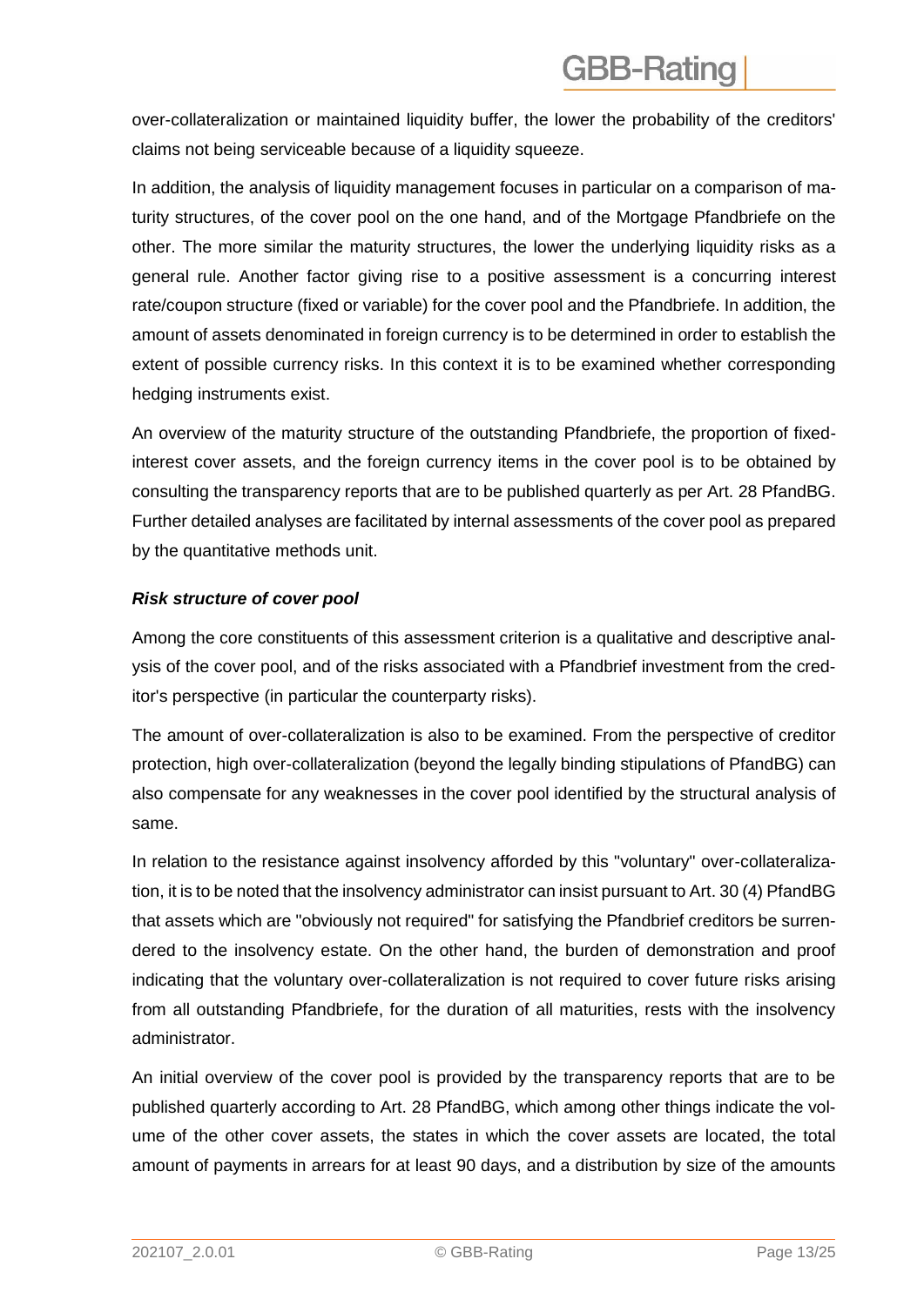over-collateralization or maintained liquidity buffer, the lower the probability of the creditors' claims not being serviceable because of a liquidity squeeze.

In addition, the analysis of liquidity management focuses in particular on a comparison of maturity structures, of the cover pool on the one hand, and of the Mortgage Pfandbriefe on the other. The more similar the maturity structures, the lower the underlying liquidity risks as a general rule. Another factor giving rise to a positive assessment is a concurring interest rate/coupon structure (fixed or variable) for the cover pool and the Pfandbriefe. In addition, the amount of assets denominated in foreign currency is to be determined in order to establish the extent of possible currency risks. In this context it is to be examined whether corresponding hedging instruments exist.

An overview of the maturity structure of the outstanding Pfandbriefe, the proportion of fixed-interest cover assets, and the foreign currency items in the cover pool is to be obtained by consulting the transparency reports that are to be published quarterly as per Art. 28 PfandBG. Further detailed analyses are facilitated by internal assessments of the cover pool as prepared by the quantitative methods unit.

***Risk structure of cover pool***

Among the core constituents of this assessment criterion is a qualitative and descriptive analysis of the cover pool, and of the risks associated with a Pfandbrief investment from the creditor's perspective (in particular the counterparty risks).

The amount of over-collateralization is also to be examined. From the perspective of creditor protection, high over-collateralization (beyond the legally binding stipulations of PfandBG) can also compensate for any weaknesses in the cover pool identified by the structural analysis of same.

In relation to the resistance against insolvency afforded by this "voluntary" over-collateralization, it is to be noted that the insolvency administrator can insist pursuant to Art. 30 (4) PfandBG that assets which are "obviously not required" for satisfying the Pfandbrief creditors be surrendered to the insolvency estate. On the other hand, the burden of demonstration and proof indicating that the voluntary over-collateralization is not required to cover future risks arising from all outstanding Pfandbriefe, for the duration of all maturities, rests with the insolvency administrator.

An initial overview of the cover pool is provided by the transparency reports that are to be published quarterly according to Art. 28 PfandBG, which among other things indicate the volume of the other cover assets, the states in which the cover assets are located, the total amount of payments in arrears for at least 90 days, and a distribution by size of the amounts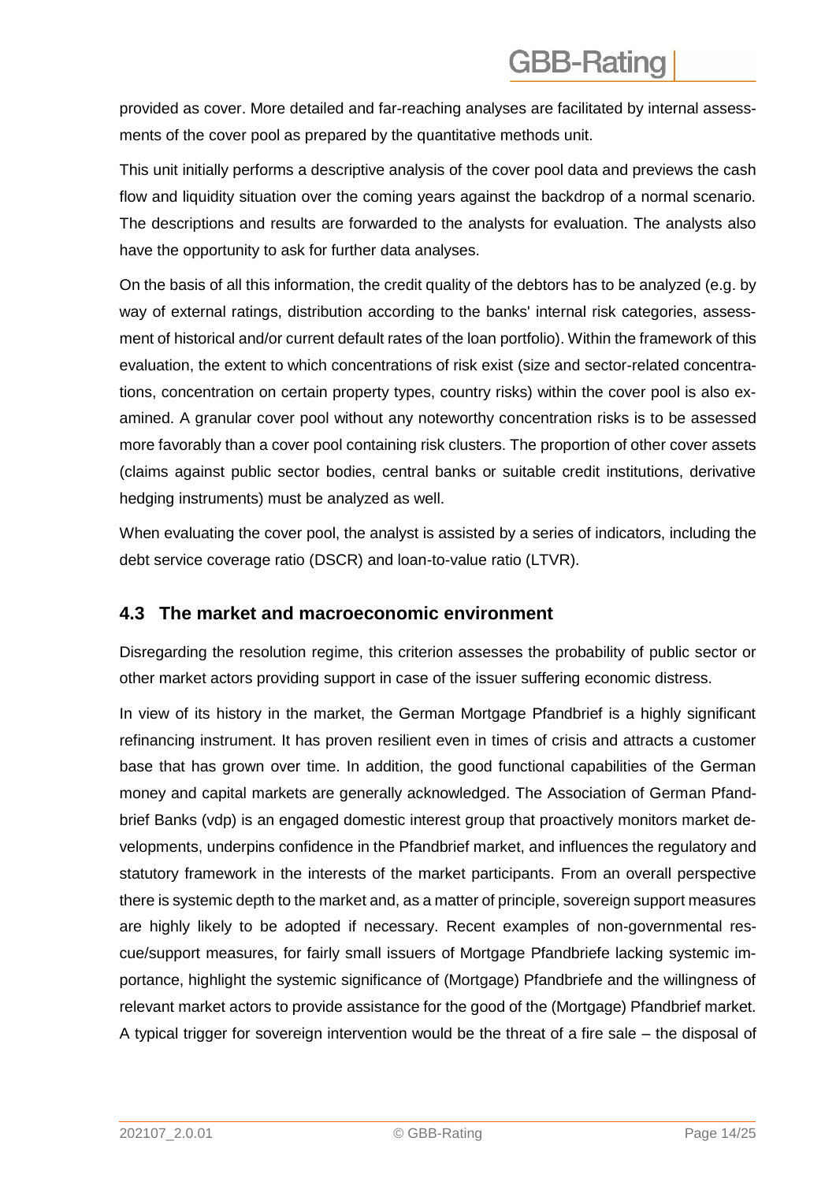provided as cover. More detailed and far-reaching analyses are facilitated by internal assessments of the cover pool as prepared by the quantitative methods unit.

This unit initially performs a descriptive analysis of the cover pool data and previews the cash flow and liquidity situation over the coming years against the backdrop of a normal scenario. The descriptions and results are forwarded to the analysts for evaluation. The analysts also have the opportunity to ask for further data analyses.

On the basis of all this information, the credit quality of the debtors has to be analyzed (e.g. by way of external ratings, distribution according to the banks' internal risk categories, assessment of historical and/or current default rates of the loan portfolio). Within the framework of this evaluation, the extent to which concentrations of risk exist (size and sector-related concentrations, concentration on certain property types, country risks) within the cover pool is also examined. A granular cover pool without any noteworthy concentration risks is to be assessed more favorably than a cover pool containing risk clusters. The proportion of other cover assets (claims against public sector bodies, central banks or suitable credit institutions, derivative hedging instruments) must be analyzed as well.

When evaluating the cover pool, the analyst is assisted by a series of indicators, including the debt service coverage ratio (DSCR) and loan-to-value ratio (LTVR).

## 4.3 The market and macroeconomic environment

Disregarding the resolution regime, this criterion assesses the probability of public sector or other market actors providing support in case of the issuer suffering economic distress.

In view of its history in the market, the German Mortgage Pfandbrief is a highly significant refinancing instrument. It has proven resilient even in times of crisis and attracts a customer base that has grown over time. In addition, the good functional capabilities of the German money and capital markets are generally acknowledged. The Association of German Pfandbrief Banks (vdp) is an engaged domestic interest group that proactively monitors market developments, underpins confidence in the Pfandbrief market, and influences the regulatory and statutory framework in the interests of the market participants. From an overall perspective there is systemic depth to the market and, as a matter of principle, sovereign support measures are highly likely to be adopted if necessary. Recent examples of non-governmental rescue/support measures, for fairly small issuers of Mortgage Pfandbriefe lacking systemic importance, highlight the systemic significance of (Mortgage) Pfandbriefe and the willingness of relevant market actors to provide assistance for the good of the (Mortgage) Pfandbrief market. A typical trigger for sovereign intervention would be the threat of a fire sale – the disposal of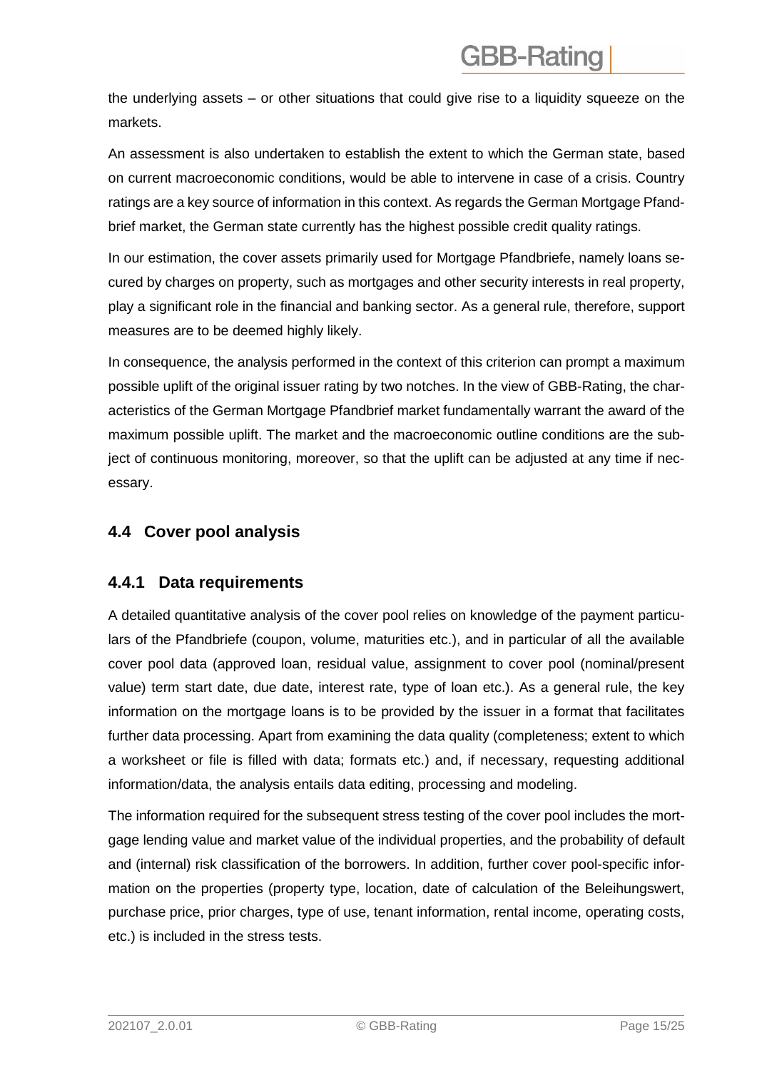the underlying assets – or other situations that could give rise to a liquidity squeeze on the markets.

An assessment is also undertaken to establish the extent to which the German state, based on current macroeconomic conditions, would be able to intervene in case of a crisis. Country ratings are a key source of information in this context. As regards the German Mortgage Pfandbrief market, the German state currently has the highest possible credit quality ratings.

In our estimation, the cover assets primarily used for Mortgage Pfandbriefe, namely loans secured by charges on property, such as mortgages and other security interests in real property, play a significant role in the financial and banking sector. As a general rule, therefore, support measures are to be deemed highly likely.

In consequence, the analysis performed in the context of this criterion can prompt a maximum possible uplift of the original issuer rating by two notches. In the view of GBB-Rating, the characteristics of the German Mortgage Pfandbrief market fundamentally warrant the award of the maximum possible uplift. The market and the macroeconomic outline conditions are the subject of continuous monitoring, moreover, so that the uplift can be adjusted at any time if necessary.

## 4.4 Cover pool analysis

### 4.4.1 Data requirements

A detailed quantitative analysis of the cover pool relies on knowledge of the payment particulars of the Pfandbriefe (coupon, volume, maturities etc.), and in particular of all the available cover pool data (approved loan, residual value, assignment to cover pool (nominal/present value) term start date, due date, interest rate, type of loan etc.). As a general rule, the key information on the mortgage loans is to be provided by the issuer in a format that facilitates further data processing. Apart from examining the data quality (completeness; extent to which a worksheet or file is filled with data; formats etc.) and, if necessary, requesting additional information/data, the analysis entails data editing, processing and modeling.

The information required for the subsequent stress testing of the cover pool includes the mortgage lending value and market value of the individual properties, and the probability of default and (internal) risk classification of the borrowers. In addition, further cover pool-specific information on the properties (property type, location, date of calculation of the Beleihungswert, purchase price, prior charges, type of use, tenant information, rental income, operating costs, etc.) is included in the stress tests.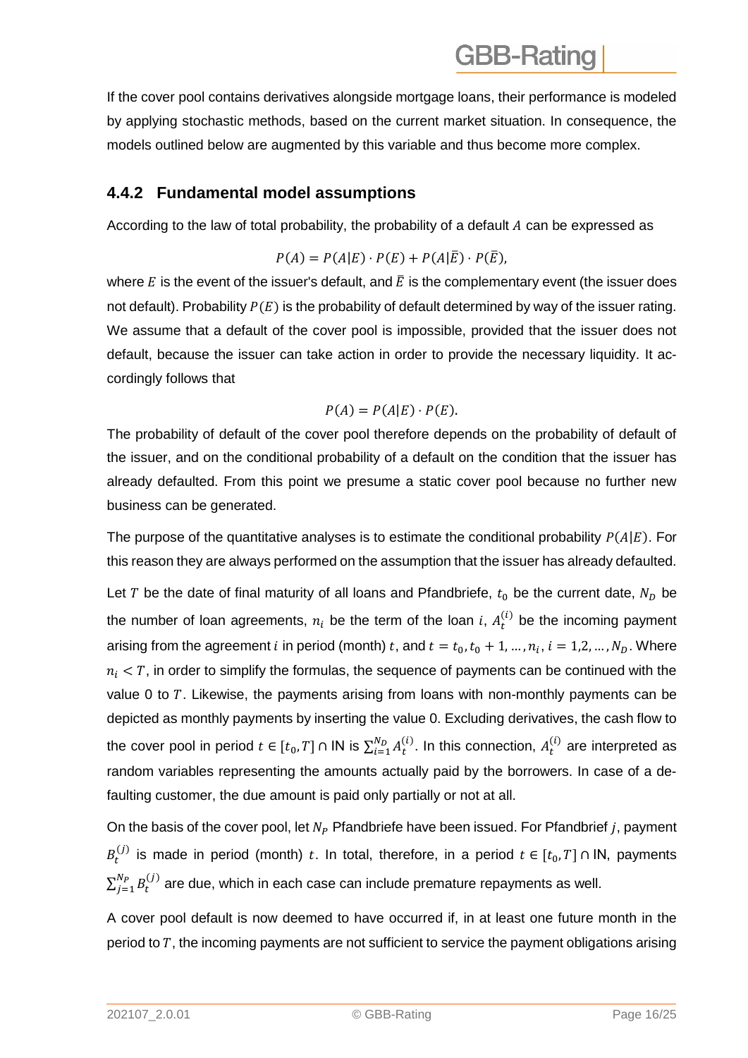If the cover pool contains derivatives alongside mortgage loans, their performance is modeled by applying stochastic methods, based on the current market situation. In consequence, the models outlined below are augmented by this variable and thus become more complex.

### 4.4.2 Fundamental model assumptions

According to the law of total probability, the probability of a default $A$ can be expressed as

$$P(A) = P(A|E) \cdot P(E) + P(A|\bar{E}) \cdot P(\bar{E}),$$

where $E$ is the event of the issuer's default, and $\bar{E}$ is the complementary event (the issuer does not default). Probability $P(E)$ is the probability of default determined by way of the issuer rating. We assume that a default of the cover pool is impossible, provided that the issuer does not default, because the issuer can take action in order to provide the necessary liquidity. It accordingly follows that

$$P(A) = P(A|E) \cdot P(E).$$

The probability of default of the cover pool therefore depends on the probability of default of the issuer, and on the conditional probability of a default on the condition that the issuer has already defaulted. From this point we presume a static cover pool because no further new business can be generated.

The purpose of the quantitative analyses is to estimate the conditional probability $P(A|E)$. For this reason they are always performed on the assumption that the issuer has already defaulted.

Let $T$ be the date of final maturity of all loans and Pfandbriefe, $t_0$ be the current date, $N_D$ be the number of loan agreements, $n_i$ be the term of the loan $i$, $A_t^{(i)}$ be the incoming payment arising from the agreement $i$ in period (month) $t$, and $t = t_0, t_0 + 1, \ldots, n_i$, $i = 1,2, \ldots, N_D$. Where $n_i < T$, in order to simplify the formulas, the sequence of payments can be continued with the value 0 to $T$. Likewise, the payments arising from loans with non-monthly payments can be depicted as monthly payments by inserting the value 0. Excluding derivatives, the cash flow to the cover pool in period $t \in [t_0, T] \cap \mathrm{IN}$ is $\sum_{i=1}^{N_D} A_t^{(i)}$. In this connection, $A_t^{(i)}$ are interpreted as random variables representing the amounts actually paid by the borrowers. In case of a defaulting customer, the due amount is paid only partially or not at all.

On the basis of the cover pool, let $N_P$ Pfandbriefe have been issued. For Pfandbrief $j$, payment $B_t^{(j)}$ is made in period (month) $t$. In total, therefore, in a period $t \in [t_0, T] \cap \mathrm{IN}$, payments $\sum_{j=1}^{N_P} B_t^{(j)}$ are due, which in each case can include premature repayments as well.

A cover pool default is now deemed to have occurred if, in at least one future month in the period to $T$, the incoming payments are not sufficient to service the payment obligations arising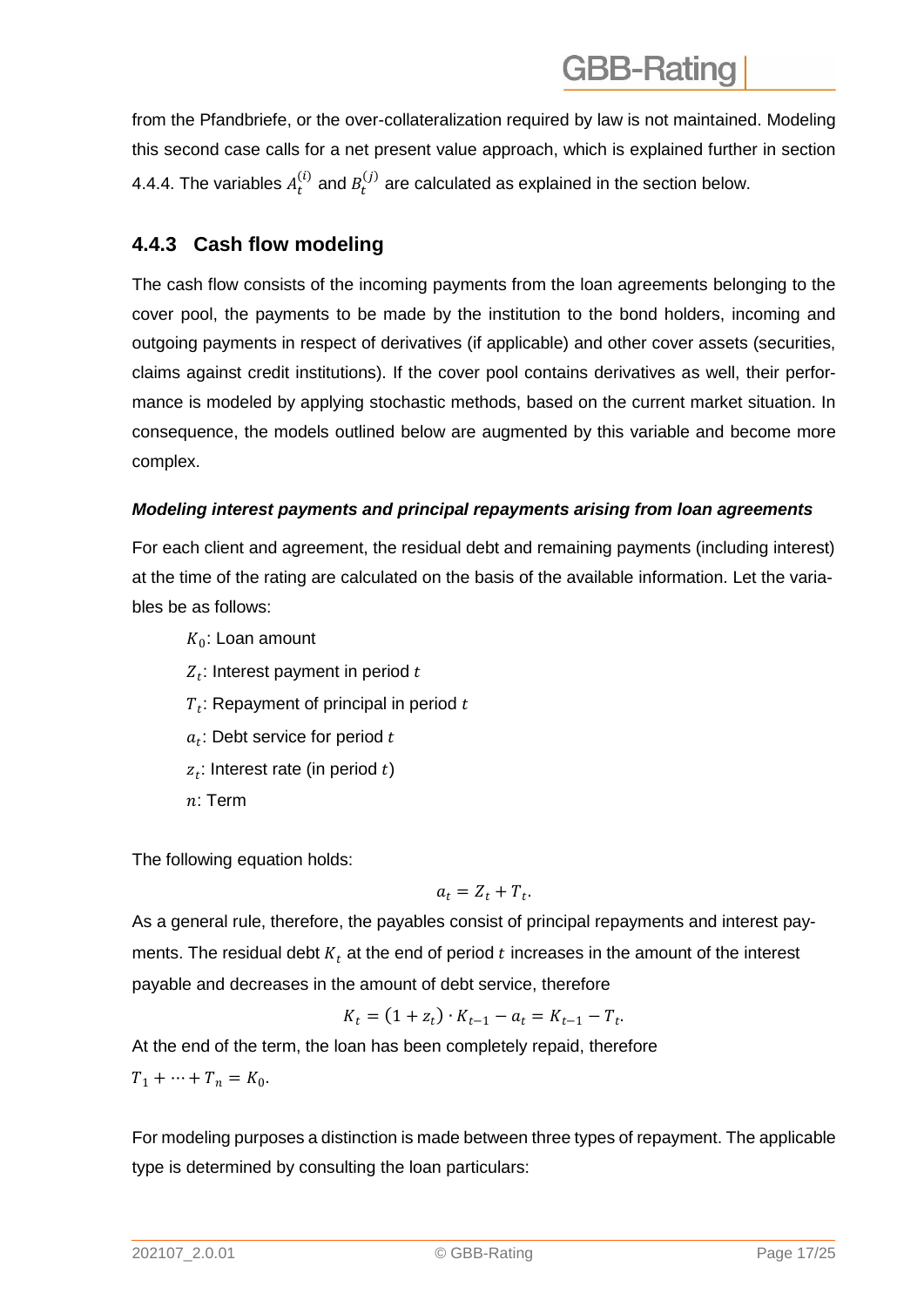from the Pfandbriefe, or the over-collateralization required by law is not maintained. Modeling this second case calls for a net present value approach, which is explained further in section 4.4.4. The variables $A_t^{(i)}$ and $B_t^{(j)}$ are calculated as explained in the section below.

### 4.4.3 Cash flow modeling

The cash flow consists of the incoming payments from the loan agreements belonging to the cover pool, the payments to be made by the institution to the bond holders, incoming and outgoing payments in respect of derivatives (if applicable) and other cover assets (securities, claims against credit institutions). If the cover pool contains derivatives as well, their performance is modeled by applying stochastic methods, based on the current market situation. In consequence, the models outlined below are augmented by this variable and become more complex.

***Modeling interest payments and principal repayments arising from loan agreements***

For each client and agreement, the residual debt and remaining payments (including interest) at the time of the rating are calculated on the basis of the available information. Let the variables be as follows:

$K_0$: Loan amount

$Z_t$: Interest payment in period $t$

$T_t$: Repayment of principal in period $t$

$a_t$: Debt service for period $t$

$z_t$: Interest rate (in period $t$)

$n$: Term

The following equation holds:

$$a_t = Z_t + T_t.$$

As a general rule, therefore, the payables consist of principal repayments and interest payments. The residual debt $K_t$ at the end of period $t$ increases in the amount of the interest payable and decreases in the amount of debt service, therefore

$$K_t = (1 + z_t) \cdot K_{t-1} - a_t = K_{t-1} - T_t.$$

At the end of the term, the loan has been completely repaid, therefore
$T_1 + \cdots + T_n = K_0.$

For modeling purposes a distinction is made between three types of repayment. The applicable type is determined by consulting the loan particulars: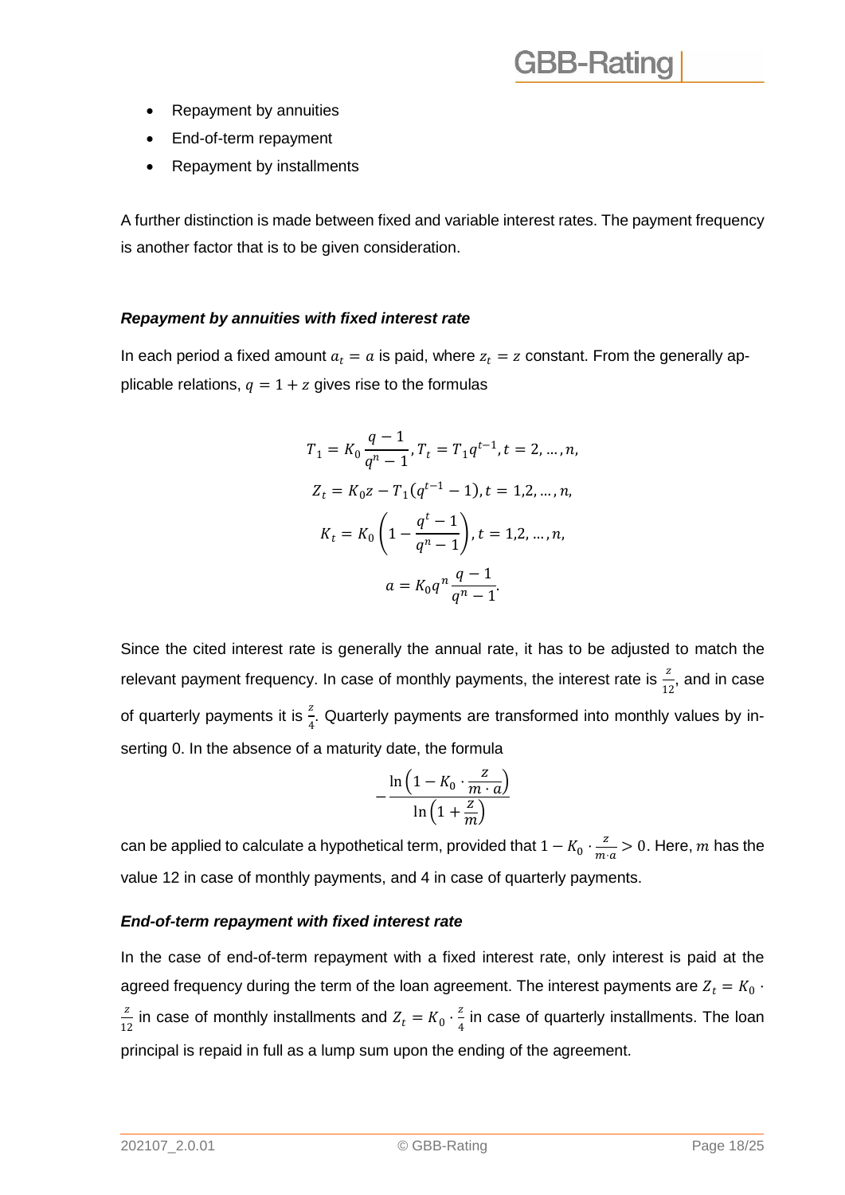- Repayment by annuities
- End-of-term repayment
- Repayment by installments

A further distinction is made between fixed and variable interest rates. The payment frequency is another factor that is to be given consideration.

### *Repayment by annuities with fixed interest rate*

In each period a fixed amount $a_t = a$ is paid, where $z_t = z$ constant. From the generally applicable relations, $q = 1 + z$ gives rise to the formulas

$$T_1 = K_0 \frac{q-1}{q^n - 1}, T_t = T_1 q^{t-1}, t = 2, \dots, n,$$

$$Z_t = K_0 z - T_1(q^{t-1} - 1), t = 1, 2, \dots, n,$$

$$K_t = K_0 \left(1 - \frac{q^t - 1}{q^n - 1}\right), t = 1, 2, \dots, n,$$

$$a = K_0 q^n \frac{q-1}{q^n - 1}.$$

Since the cited interest rate is generally the annual rate, it has to be adjusted to match the relevant payment frequency. In case of monthly payments, the interest rate is $\frac{z}{12}$, and in case of quarterly payments it is $\frac{z}{4}$. Quarterly payments are transformed into monthly values by inserting 0. In the absence of a maturity date, the formula

$$-\frac{\ln\left(1 - K_0 \cdot \frac{z}{m \cdot a}\right)}{\ln\left(1 + \frac{z}{m}\right)}$$

can be applied to calculate a hypothetical term, provided that $1 - K_0 \cdot \frac{z}{m \cdot a} > 0$. Here, $m$ has the value 12 in case of monthly payments, and 4 in case of quarterly payments.

### *End-of-term repayment with fixed interest rate*

In the case of end-of-term repayment with a fixed interest rate, only interest is paid at the agreed frequency during the term of the loan agreement. The interest payments are $Z_t = K_0 \cdot \frac{z}{12}$ in case of monthly installments and $Z_t = K_0 \cdot \frac{z}{4}$ in case of quarterly installments. The loan principal is repaid in full as a lump sum upon the ending of the agreement.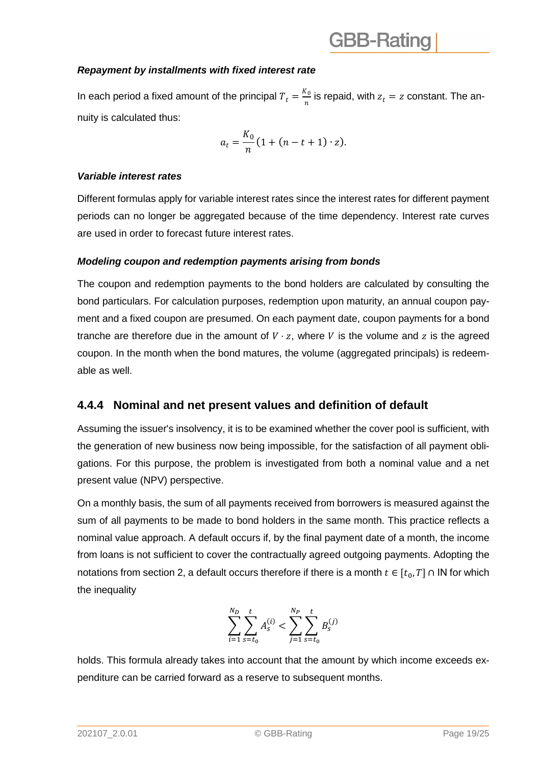***Repayment by installments with fixed interest rate***

In each period a fixed amount of the principal $T_t = \frac{K_0}{n}$ is repaid, with $z_t = z$ constant. The annuity is calculated thus:

$$a_t = \frac{K_0}{n}(1 + (n - t + 1) \cdot z).$$

***Variable interest rates***

Different formulas apply for variable interest rates since the interest rates for different payment periods can no longer be aggregated because of the time dependency. Interest rate curves are used in order to forecast future interest rates.

***Modeling coupon and redemption payments arising from bonds***

The coupon and redemption payments to the bond holders are calculated by consulting the bond particulars. For calculation purposes, redemption upon maturity, an annual coupon payment and a fixed coupon are presumed. On each payment date, coupon payments for a bond tranche are therefore due in the amount of $V \cdot z$, where $V$ is the volume and $z$ is the agreed coupon. In the month when the bond matures, the volume (aggregated principals) is redeemable as well.

### 4.4.4 Nominal and net present values and definition of default

Assuming the issuer's insolvency, it is to be examined whether the cover pool is sufficient, with the generation of new business now being impossible, for the satisfaction of all payment obligations. For this purpose, the problem is investigated from both a nominal value and a net present value (NPV) perspective.

On a monthly basis, the sum of all payments received from borrowers is measured against the sum of all payments to be made to bond holders in the same month. This practice reflects a nominal value approach. A default occurs if, by the final payment date of a month, the income from loans is not sufficient to cover the contractually agreed outgoing payments. Adopting the notations from section 2, a default occurs therefore if there is a month $t \in [t_0, T] \cap \mathbb{N}$ for which the inequality

$$\sum_{i=1}^{N_D} \sum_{s=t_0}^{t} A_s^{(i)} < \sum_{j=1}^{N_P} \sum_{s=t_0}^{t} B_s^{(j)}$$

holds. This formula already takes into account that the amount by which income exceeds expenditure can be carried forward as a reserve to subsequent months.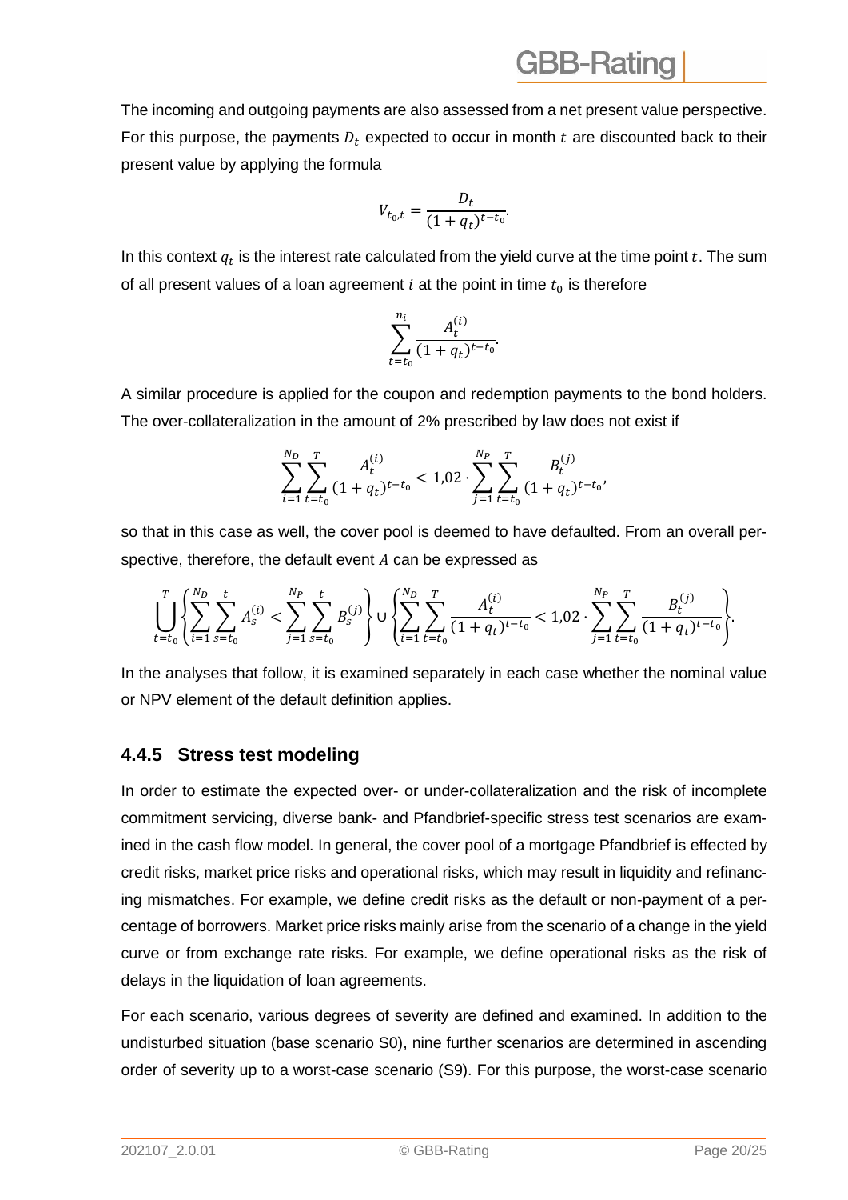The incoming and outgoing payments are also assessed from a net present value perspective. For this purpose, the payments $D_t$ expected to occur in month $t$ are discounted back to their present value by applying the formula

$$V_{t_0,t} = \frac{D_t}{(1+q_t)^{t-t_0}}.$$

In this context $q_t$ is the interest rate calculated from the yield curve at the time point $t$. The sum of all present values of a loan agreement $i$ at the point in time $t_0$ is therefore

$$\sum_{t=t_0}^{n_i} \frac{A_t^{(i)}}{(1+q_t)^{t-t_0}}.$$

A similar procedure is applied for the coupon and redemption payments to the bond holders. The over-collateralization in the amount of 2% prescribed by law does not exist if

$$\sum_{i=1}^{N_D} \sum_{t=t_0}^{T} \frac{A_t^{(i)}}{(1+q_t)^{t-t_0}} < 1{,}02 \cdot \sum_{j=1}^{N_P} \sum_{t=t_0}^{T} \frac{B_t^{(j)}}{(1+q_t)^{t-t_0}},$$

so that in this case as well, the cover pool is deemed to have defaulted. From an overall perspective, therefore, the default event $A$ can be expressed as

$$\bigcup_{t=t_0}^{T} \left\{ \sum_{i=1}^{N_D} \sum_{s=t_0}^{t} A_s^{(i)} < \sum_{j=1}^{N_P} \sum_{s=t_0}^{t} B_s^{(j)} \right\} \cup \left\{ \sum_{i=1}^{N_D} \sum_{t=t_0}^{T} \frac{A_t^{(i)}}{(1+q_t)^{t-t_0}} < 1{,}02 \cdot \sum_{j=1}^{N_P} \sum_{t=t_0}^{T} \frac{B_t^{(j)}}{(1+q_t)^{t-t_0}} \right\}.$$

In the analyses that follow, it is examined separately in each case whether the nominal value or NPV element of the default definition applies.

### 4.4.5 Stress test modeling

In order to estimate the expected over- or under-collateralization and the risk of incomplete commitment servicing, diverse bank- and Pfandbrief-specific stress test scenarios are examined in the cash flow model. In general, the cover pool of a mortgage Pfandbrief is effected by credit risks, market price risks and operational risks, which may result in liquidity and refinancing mismatches. For example, we define credit risks as the default or non-payment of a percentage of borrowers. Market price risks mainly arise from the scenario of a change in the yield curve or from exchange rate risks. For example, we define operational risks as the risk of delays in the liquidation of loan agreements.

For each scenario, various degrees of severity are defined and examined. In addition to the undisturbed situation (base scenario S0), nine further scenarios are determined in ascending order of severity up to a worst-case scenario (S9). For this purpose, the worst-case scenario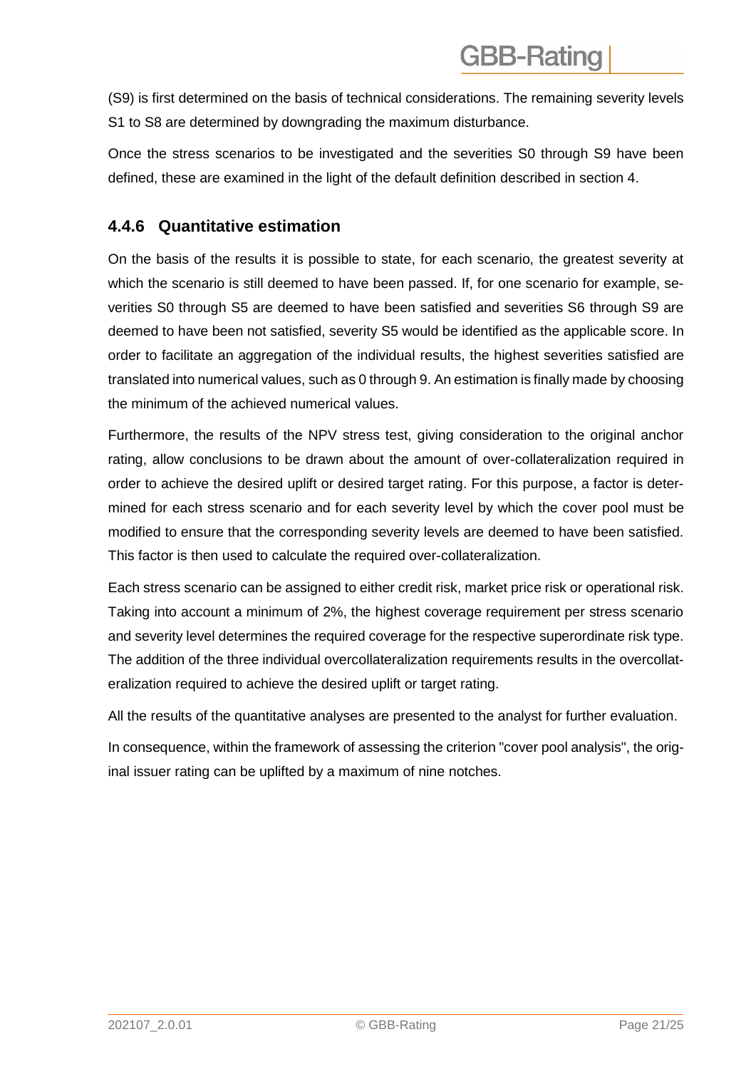(S9) is first determined on the basis of technical considerations. The remaining severity levels S1 to S8 are determined by downgrading the maximum disturbance.

Once the stress scenarios to be investigated and the severities S0 through S9 have been defined, these are examined in the light of the default definition described in section 4.

### 4.4.6 Quantitative estimation

On the basis of the results it is possible to state, for each scenario, the greatest severity at which the scenario is still deemed to have been passed. If, for one scenario for example, severities S0 through S5 are deemed to have been satisfied and severities S6 through S9 are deemed to have been not satisfied, severity S5 would be identified as the applicable score. In order to facilitate an aggregation of the individual results, the highest severities satisfied are translated into numerical values, such as 0 through 9. An estimation is finally made by choosing the minimum of the achieved numerical values.

Furthermore, the results of the NPV stress test, giving consideration to the original anchor rating, allow conclusions to be drawn about the amount of over-collateralization required in order to achieve the desired uplift or desired target rating. For this purpose, a factor is determined for each stress scenario and for each severity level by which the cover pool must be modified to ensure that the corresponding severity levels are deemed to have been satisfied. This factor is then used to calculate the required over-collateralization.

Each stress scenario can be assigned to either credit risk, market price risk or operational risk. Taking into account a minimum of 2%, the highest coverage requirement per stress scenario and severity level determines the required coverage for the respective superordinate risk type. The addition of the three individual overcollateralization requirements results in the overcollateralization required to achieve the desired uplift or target rating.

All the results of the quantitative analyses are presented to the analyst for further evaluation.

In consequence, within the framework of assessing the criterion "cover pool analysis", the original issuer rating can be uplifted by a maximum of nine notches.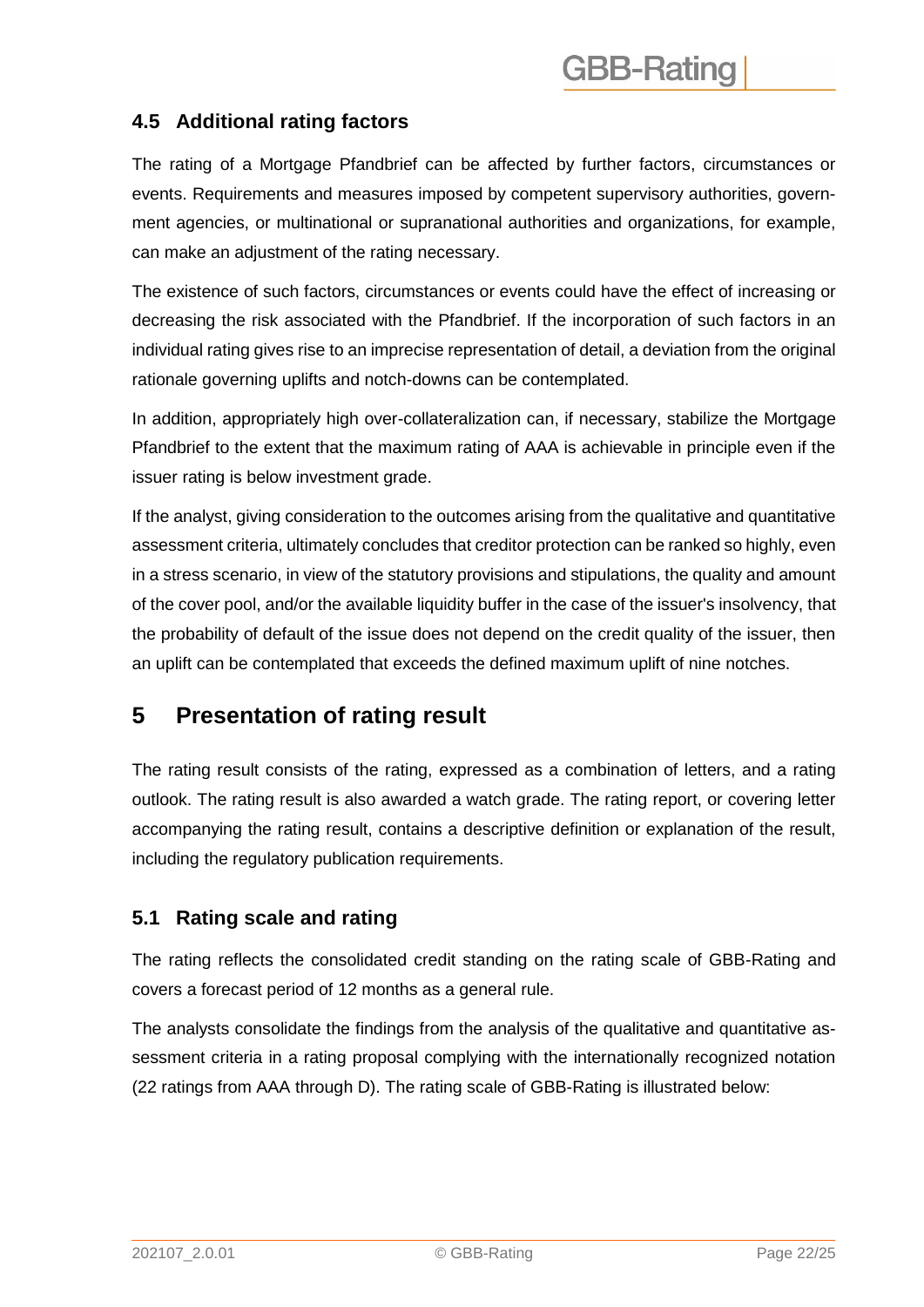## 4.5 Additional rating factors

The rating of a Mortgage Pfandbrief can be affected by further factors, circumstances or events. Requirements and measures imposed by competent supervisory authorities, government agencies, or multinational or supranational authorities and organizations, for example, can make an adjustment of the rating necessary.

The existence of such factors, circumstances or events could have the effect of increasing or decreasing the risk associated with the Pfandbrief. If the incorporation of such factors in an individual rating gives rise to an imprecise representation of detail, a deviation from the original rationale governing uplifts and notch-downs can be contemplated.

In addition, appropriately high over-collateralization can, if necessary, stabilize the Mortgage Pfandbrief to the extent that the maximum rating of AAA is achievable in principle even if the issuer rating is below investment grade.

If the analyst, giving consideration to the outcomes arising from the qualitative and quantitative assessment criteria, ultimately concludes that creditor protection can be ranked so highly, even in a stress scenario, in view of the statutory provisions and stipulations, the quality and amount of the cover pool, and/or the available liquidity buffer in the case of the issuer's insolvency, that the probability of default of the issue does not depend on the credit quality of the issuer, then an uplift can be contemplated that exceeds the defined maximum uplift of nine notches.

# 5 Presentation of rating result

The rating result consists of the rating, expressed as a combination of letters, and a rating outlook. The rating result is also awarded a watch grade. The rating report, or covering letter accompanying the rating result, contains a descriptive definition or explanation of the result, including the regulatory publication requirements.

## 5.1 Rating scale and rating

The rating reflects the consolidated credit standing on the rating scale of GBB-Rating and covers a forecast period of 12 months as a general rule.

The analysts consolidate the findings from the analysis of the qualitative and quantitative assessment criteria in a rating proposal complying with the internationally recognized notation (22 ratings from AAA through D). The rating scale of GBB-Rating is illustrated below: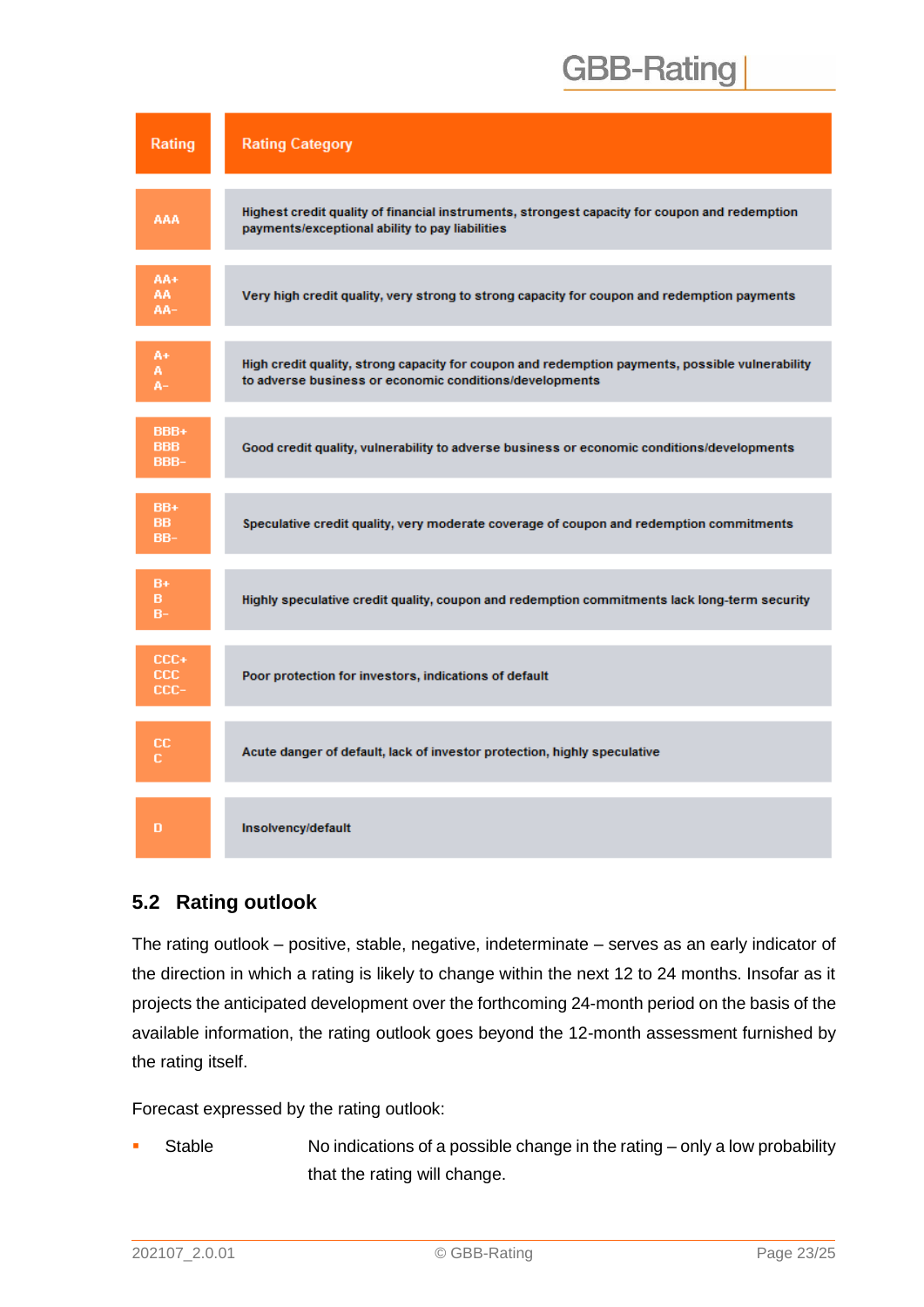| Rating | Rating Category |
|---|---|
| AAA | Highest credit quality of financial instruments, strongest capacity for coupon and redemption payments/exceptional ability to pay liabilities |
| AA+<br>AA<br>AA− | Very high credit quality, very strong to strong capacity for coupon and redemption payments |
| A+<br>A<br>A− | High credit quality, strong capacity for coupon and redemption payments, possible vulnerability to adverse business or economic conditions/developments |
| BBB+<br>BBB<br>BBB− | Good credit quality, vulnerability to adverse business or economic conditions/developments |
| BB+<br>BB<br>BB− | Speculative credit quality, very moderate coverage of coupon and redemption commitments |
| B+<br>B<br>B− | Highly speculative credit quality, coupon and redemption commitments lack long-term security |
| CCC+<br>CCC<br>CCC− | Poor protection for investors, indications of default |
| CC<br>C | Acute danger of default, lack of investor protection, highly speculative |
| D | Insolvency/default |

## 5.2 Rating outlook

The rating outlook – positive, stable, negative, indeterminate – serves as an early indicator of the direction in which a rating is likely to change within the next 12 to 24 months. Insofar as it projects the anticipated development over the forthcoming 24-month period on the basis of the available information, the rating outlook goes beyond the 12-month assessment furnished by the rating itself.

Forecast expressed by the rating outlook:

- Stable — No indications of a possible change in the rating – only a low probability that the rating will change.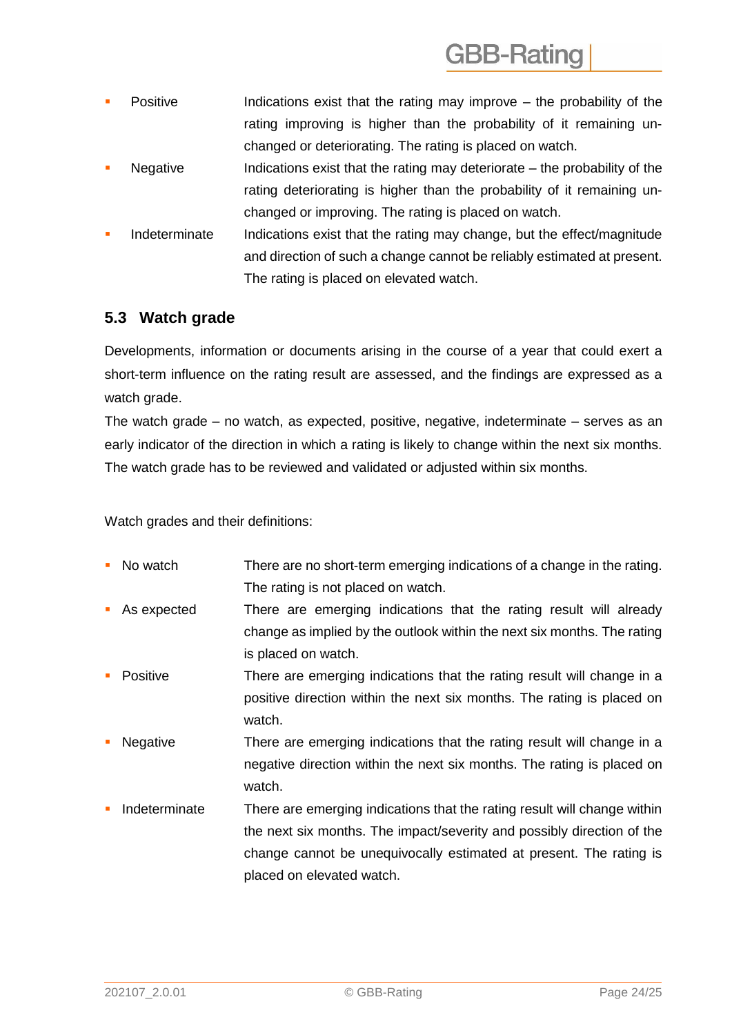- **Positive** Indications exist that the rating may improve – the probability of the rating improving is higher than the probability of it remaining unchanged or deteriorating. The rating is placed on watch.
- **Negative** Indications exist that the rating may deteriorate – the probability of the rating deteriorating is higher than the probability of it remaining unchanged or improving. The rating is placed on watch.
- **Indeterminate** Indications exist that the rating may change, but the effect/magnitude and direction of such a change cannot be reliably estimated at present. The rating is placed on elevated watch.

### 5.3 Watch grade

Developments, information or documents arising in the course of a year that could exert a short-term influence on the rating result are assessed, and the findings are expressed as a watch grade.

The watch grade – no watch, as expected, positive, negative, indeterminate – serves as an early indicator of the direction in which a rating is likely to change within the next six months. The watch grade has to be reviewed and validated or adjusted within six months.

Watch grades and their definitions:

- **No watch** There are no short-term emerging indications of a change in the rating. The rating is not placed on watch.
- **As expected** There are emerging indications that the rating result will already change as implied by the outlook within the next six months. The rating is placed on watch.
- **Positive** There are emerging indications that the rating result will change in a positive direction within the next six months. The rating is placed on watch.
- **Negative** There are emerging indications that the rating result will change in a negative direction within the next six months. The rating is placed on watch.
- **Indeterminate** There are emerging indications that the rating result will change within the next six months. The impact/severity and possibly direction of the change cannot be unequivocally estimated at present. The rating is placed on elevated watch.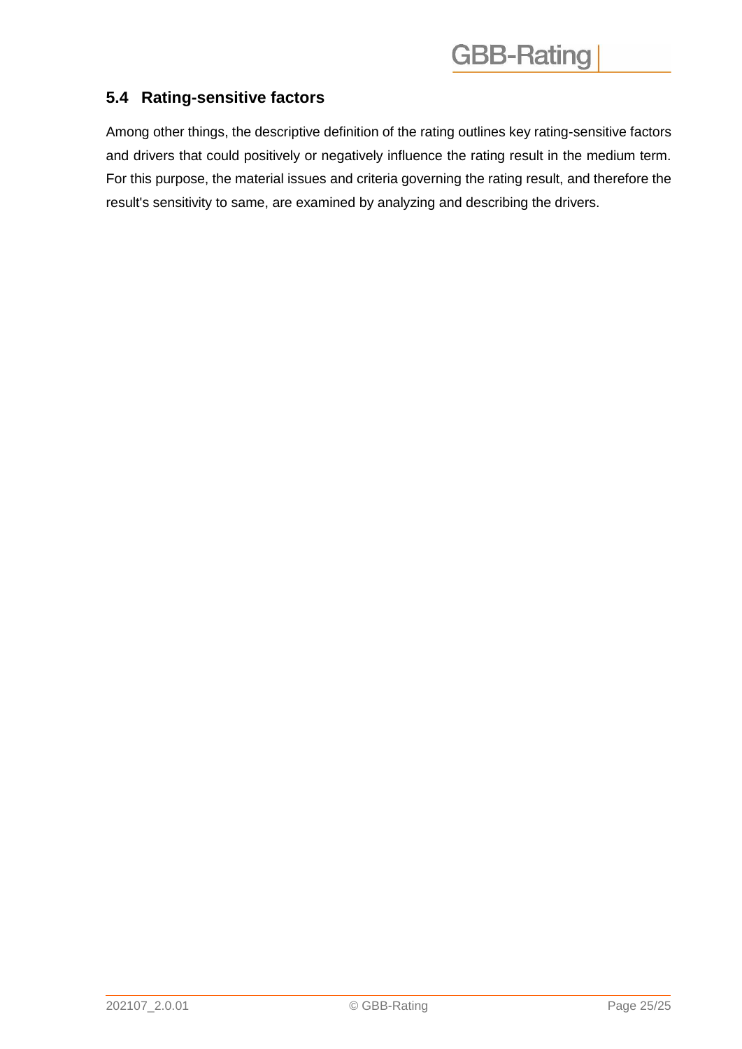## 5.4 Rating-sensitive factors

Among other things, the descriptive definition of the rating outlines key rating-sensitive factors and drivers that could positively or negatively influence the rating result in the medium term. For this purpose, the material issues and criteria governing the rating result, and therefore the result's sensitivity to same, are examined by analyzing and describing the drivers.